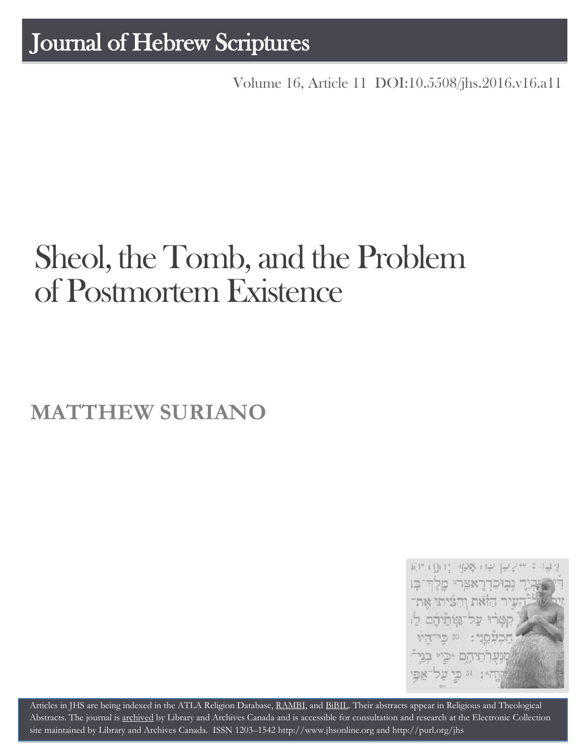# Journal of Hebrew Scriptures

Volume 16, Article 11 DOI:10.5508/jhs.2016.v16.a11

# Sheol, the Tomb, and the Problem of Postmortem Existence

## MATTHEW SURIANO

Articles in JHS are being indexed in the ATLA Religion Database, RAMBI, and BiBIL. Their abstracts appear in Religious and Theological Abstracts. The journal is archived by Library and Archives Canada and is accessible for consultation and research at the Electronic Collection site maintained by Library and Archives Canada. ISSN 1203–1542 http://www.jhsonline.org and http://purl.org/jhs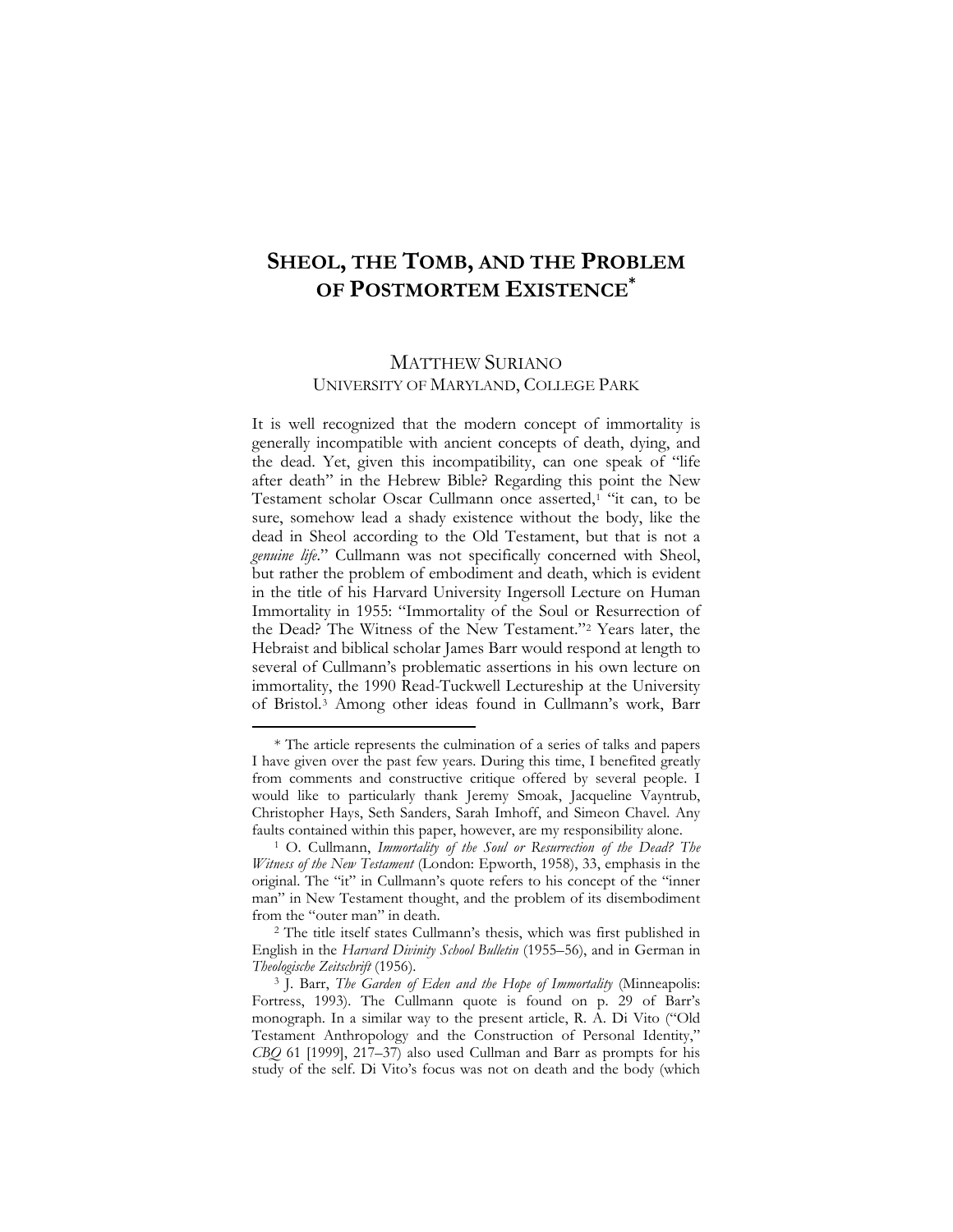# SHEOL, THE TOMB, AND THE PROBLEM OF POSTMORTEM EXISTENCE*

MATTHEW SURIANO
UNIVERSITY OF MARYLAND, COLLEGE PARK

It is well recognized that the modern concept of immortality is generally incompatible with ancient concepts of death, dying, and the dead. Yet, given this incompatibility, can one speak of "life after death" in the Hebrew Bible? Regarding this point the New Testament scholar Oscar Cullmann once asserted,[1] "it can, to be sure, somehow lead a shady existence without the body, like the dead in Sheol according to the Old Testament, but that is not a *genuine life*." Cullmann was not specifically concerned with Sheol, but rather the problem of embodiment and death, which is evident in the title of his Harvard University Ingersoll Lecture on Human Immortality in 1955: "Immortality of the Soul or Resurrection of the Dead? The Witness of the New Testament."[2] Years later, the Hebraist and biblical scholar James Barr would respond at length to several of Cullmann's problematic assertions in his own lecture on immortality, the 1990 Read-Tuckwell Lectureship at the University of Bristol.[3] Among other ideas found in Cullmann's work, Barr

---

\* The article represents the culmination of a series of talks and papers I have given over the past few years. During this time, I benefited greatly from comments and constructive critique offered by several people. I would like to particularly thank Jeremy Smoak, Jacqueline Vayntrub, Christopher Hays, Seth Sanders, Sarah Imhoff, and Simeon Chavel. Any faults contained within this paper, however, are my responsibility alone.

[1] O. Cullmann, *Immortality of the Soul or Resurrection of the Dead? The Witness of the New Testament* (London: Epworth, 1958), 33, emphasis in the original. The "it" in Cullmann's quote refers to his concept of the "inner man" in New Testament thought, and the problem of its disembodiment from the "outer man" in death.

[2] The title itself states Cullmann's thesis, which was first published in English in the *Harvard Divinity School Bulletin* (1955–56), and in German in *Theologische Zeitschrift* (1956).

[3] J. Barr, *The Garden of Eden and the Hope of Immortality* (Minneapolis: Fortress, 1993). The Cullmann quote is found on p. 29 of Barr's monograph. In a similar way to the present article, R. A. Di Vito ("Old Testament Anthropology and the Construction of Personal Identity," *CBQ* 61 [1999], 217–37) also used Cullman and Barr as prompts for his study of the self. Di Vito's focus was not on death and the body (which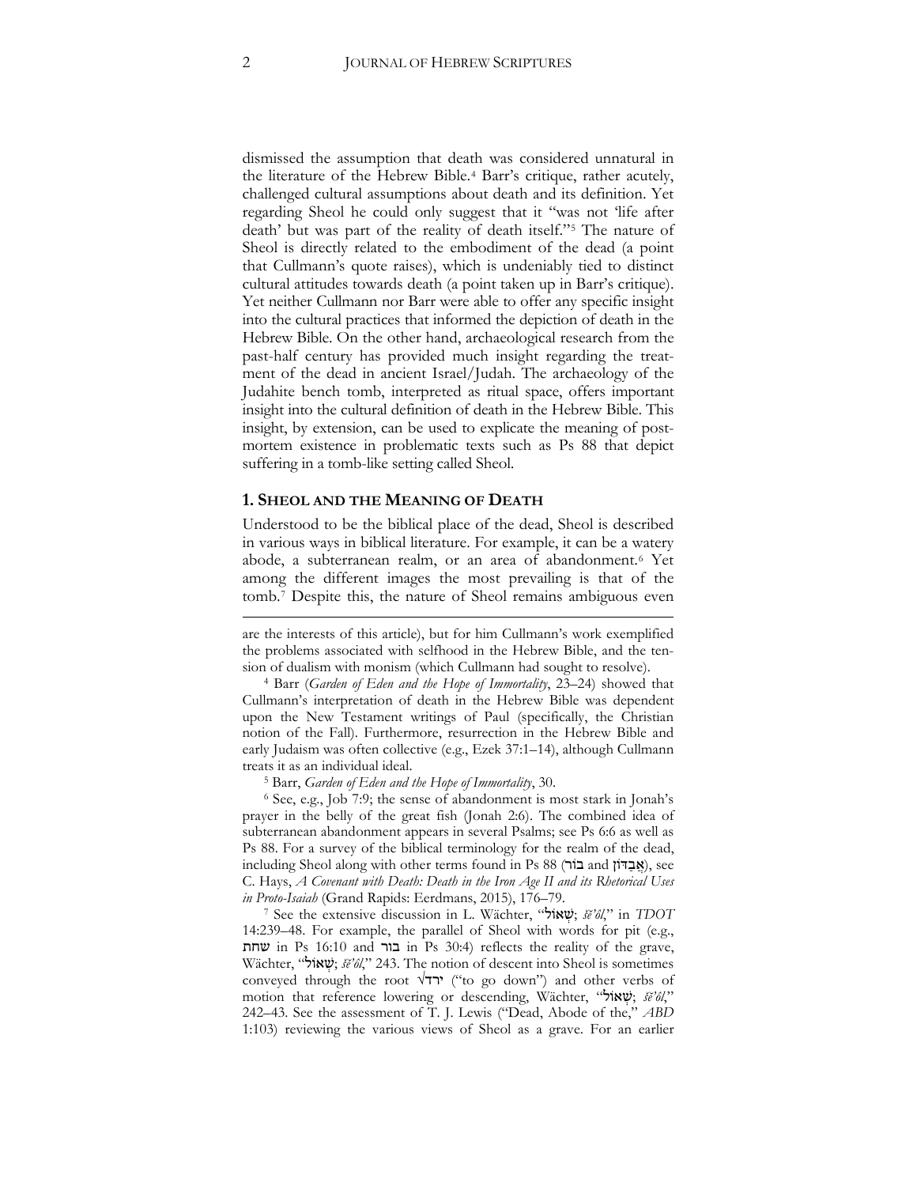dismissed the assumption that death was considered unnatural in the literature of the Hebrew Bible.[4] Barr's critique, rather acutely, challenged cultural assumptions about death and its definition. Yet regarding Sheol he could only suggest that it "was not 'life after death' but was part of the reality of death itself."[5] The nature of Sheol is directly related to the embodiment of the dead (a point that Cullmann's quote raises), which is undeniably tied to distinct cultural attitudes towards death (a point taken up in Barr's critique). Yet neither Cullmann nor Barr were able to offer any specific insight into the cultural practices that informed the depiction of death in the Hebrew Bible. On the other hand, archaeological research from the past-half century has provided much insight regarding the treatment of the dead in ancient Israel/Judah. The archaeology of the Judahite bench tomb, interpreted as ritual space, offers important insight into the cultural definition of death in the Hebrew Bible. This insight, by extension, can be used to explicate the meaning of postmortem existence in problematic texts such as Ps 88 that depict suffering in a tomb-like setting called Sheol.

## 1. Sheol and the Meaning of Death

Understood to be the biblical place of the dead, Sheol is described in various ways in biblical literature. For example, it can be a watery abode, a subterranean realm, or an area of abandonment.[6] Yet among the different images the most prevailing is that of the tomb.[7] Despite this, the nature of Sheol remains ambiguous even

---

are the interests of this article), but for him Cullmann's work exemplified the problems associated with selfhood in the Hebrew Bible, and the tension of dualism with monism (which Cullmann had sought to resolve).

[4] Barr (*Garden of Eden and the Hope of Immortality*, 23–24) showed that Cullmann's interpretation of death in the Hebrew Bible was dependent upon the New Testament writings of Paul (specifically, the Christian notion of the Fall). Furthermore, resurrection in the Hebrew Bible and early Judaism was often collective (e.g., Ezek 37:1–14), although Cullmann treats it as an individual ideal.

[5] Barr, *Garden of Eden and the Hope of Immortality*, 30.

[6] See, e.g., Job 7:9; the sense of abandonment is most stark in Jonah's prayer in the belly of the great fish (Jonah 2:6). The combined idea of subterranean abandonment appears in several Psalms; see Ps 6:6 as well as Ps 88. For a survey of the biblical terminology for the realm of the dead, including Sheol along with other terms found in Ps 88 (בּוֹר and אֲבַדּוֹן), see C. Hays, *A Covenant with Death: Death in the Iron Age II and its Rhetorical Uses in Proto-Isaiah* (Grand Rapids: Eerdmans, 2015), 176–79.

[7] See the extensive discussion in L. Wächter, "שְׁאוֹל; *šĕʾôl*," in *TDOT* 14:239–48. For example, the parallel of Sheol with words for pit (e.g., שחת in Ps 16:10 and בור in Ps 30:4) reflects the reality of the grave, Wächter, "שְׁאוֹל; *šĕʾôl*," 243. The notion of descent into Sheol is sometimes conveyed through the root √ירד ("to go down") and other verbs of motion that reference lowering or descending, Wächter, "שְׁאוֹל; *šĕʾôl*," 242–43. See the assessment of T. J. Lewis ("Dead, Abode of the," *ABD* 1:103) reviewing the various views of Sheol as a grave. For an earlier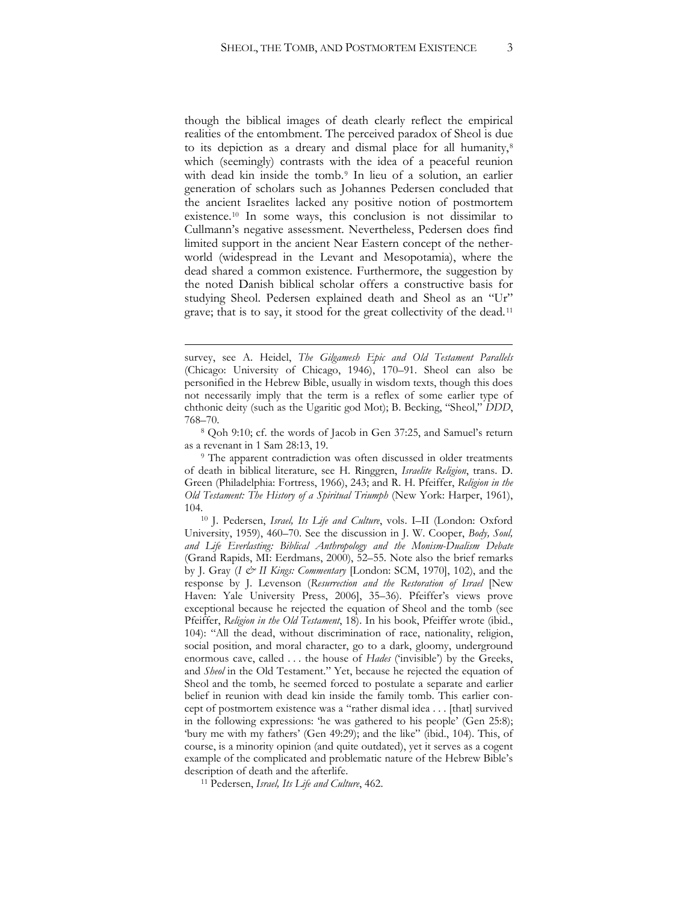though the biblical images of death clearly reflect the empirical realities of the entombment. The perceived paradox of Sheol is due to its depiction as a dreary and dismal place for all humanity,[8] which (seemingly) contrasts with the idea of a peaceful reunion with dead kin inside the tomb.[9] In lieu of a solution, an earlier generation of scholars such as Johannes Pedersen concluded that the ancient Israelites lacked any positive notion of postmortem existence.[10] In some ways, this conclusion is not dissimilar to Cullmann's negative assessment. Nevertheless, Pedersen does find limited support in the ancient Near Eastern concept of the netherworld (widespread in the Levant and Mesopotamia), where the dead shared a common existence. Furthermore, the suggestion by the noted Danish biblical scholar offers a constructive basis for studying Sheol. Pedersen explained death and Sheol as an "Ur" grave; that is to say, it stood for the great collectivity of the dead.[11]

---

survey, see A. Heidel, *The Gilgamesh Epic and Old Testament Parallels* (Chicago: University of Chicago, 1946), 170–91. Sheol can also be personified in the Hebrew Bible, usually in wisdom texts, though this does not necessarily imply that the term is a reflex of some earlier type of chthonic deity (such as the Ugaritic god Mot); B. Becking, "Sheol," *DDD*, 768–70.

[8] Qoh 9:10; cf. the words of Jacob in Gen 37:25, and Samuel's return as a revenant in 1 Sam 28:13, 19.

[9] The apparent contradiction was often discussed in older treatments of death in biblical literature, see H. Ringgren, *Israelite Religion*, trans. D. Green (Philadelphia: Fortress, 1966), 243; and R. H. Pfeiffer, *Religion in the Old Testament: The History of a Spiritual Triumph* (New York: Harper, 1961), 104.

[10] J. Pedersen, *Israel, Its Life and Culture*, vols. I–II (London: Oxford University, 1959), 460–70. See the discussion in J. W. Cooper, *Body, Soul, and Life Everlasting: Biblical Anthropology and the Monism-Dualism Debate* (Grand Rapids, MI: Eerdmans, 2000), 52–55. Note also the brief remarks by J. Gray (*I & II Kings: Commentary* [London: SCM, 1970], 102), and the response by J. Levenson (*Resurrection and the Restoration of Israel* [New Haven: Yale University Press, 2006], 35–36). Pfeiffer's views prove exceptional because he rejected the equation of Sheol and the tomb (see Pfeiffer, *Religion in the Old Testament*, 18). In his book, Pfeiffer wrote (ibid., 104): "All the dead, without discrimination of race, nationality, religion, social position, and moral character, go to a dark, gloomy, underground enormous cave, called . . . the house of *Hades* ('invisible') by the Greeks, and *Sheol* in the Old Testament." Yet, because he rejected the equation of Sheol and the tomb, he seemed forced to postulate a separate and earlier belief in reunion with dead kin inside the family tomb. This earlier concept of postmortem existence was a "rather dismal idea . . . [that] survived in the following expressions: 'he was gathered to his people' (Gen 25:8); 'bury me with my fathers' (Gen 49:29); and the like" (ibid., 104). This, of course, is a minority opinion (and quite outdated), yet it serves as a cogent example of the complicated and problematic nature of the Hebrew Bible's description of death and the afterlife.

[11] Pedersen, *Israel, Its Life and Culture*, 462.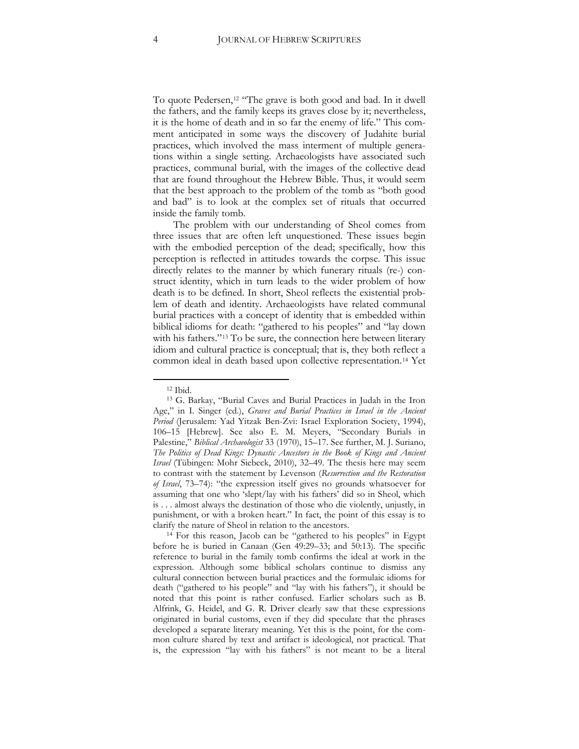To quote Pedersen,[12] "The grave is both good and bad. In it dwell the fathers, and the family keeps its graves close by it; nevertheless, it is the home of death and in so far the enemy of life." This comment anticipated in some ways the discovery of Judahite burial practices, which involved the mass interment of multiple generations within a single setting. Archaeologists have associated such practices, communal burial, with the images of the collective dead that are found throughout the Hebrew Bible. Thus, it would seem that the best approach to the problem of the tomb as "both good and bad" is to look at the complex set of rituals that occurred inside the family tomb.

The problem with our understanding of Sheol comes from three issues that are often left unquestioned. These issues begin with the embodied perception of the dead; specifically, how this perception is reflected in attitudes towards the corpse. This issue directly relates to the manner by which funerary rituals (re-) construct identity, which in turn leads to the wider problem of how death is to be defined. In short, Sheol reflects the existential problem of death and identity. Archaeologists have related communal burial practices with a concept of identity that is embedded within biblical idioms for death: "gathered to his peoples" and "lay down with his fathers."[13] To be sure, the connection here between literary idiom and cultural practice is conceptual; that is, they both reflect a common ideal in death based upon collective representation.[14] Yet

---

[12] Ibid.

[13] G. Barkay, "Burial Caves and Burial Practices in Judah in the Iron Age," in I. Singer (ed.), *Graves and Burial Practices in Israel in the Ancient Period* (Jerusalem: Yad Yitzak Ben-Zvi: Israel Exploration Society, 1994), 106–15 [Hebrew]. See also E. M. Meyers, "Secondary Burials in Palestine," *Biblical Archaeologist* 33 (1970), 15–17. See further, M. J. Suriano, *The Politics of Dead Kings: Dynastic Ancestors in the Book of Kings and Ancient Israel* (Tübingen: Mohr Siebeck, 2010), 32–49. The thesis here may seem to contrast with the statement by Levenson (*Resurrection and the Restoration of Israel*, 73–74): "the expression itself gives no grounds whatsoever for assuming that one who 'slept/lay with his fathers' did so in Sheol, which is . . . almost always the destination of those who die violently, unjustly, in punishment, or with a broken heart." In fact, the point of this essay is to clarify the nature of Sheol in relation to the ancestors.

[14] For this reason, Jacob can be "gathered to his peoples" in Egypt before he is buried in Canaan (Gen 49:29–33; and 50:13). The specific reference to burial in the family tomb confirms the ideal at work in the expression. Although some biblical scholars continue to dismiss any cultural connection between burial practices and the formulaic idioms for death ("gathered to his people" and "lay with his fathers"), it should be noted that this point is rather confused. Earlier scholars such as B. Alfrink, G. Heidel, and G. R. Driver clearly saw that these expressions originated in burial customs, even if they did speculate that the phrases developed a separate literary meaning. Yet this is the point, for the common culture shared by text and artifact is ideological, not practical. That is, the expression "lay with his fathers" is not meant to be a literal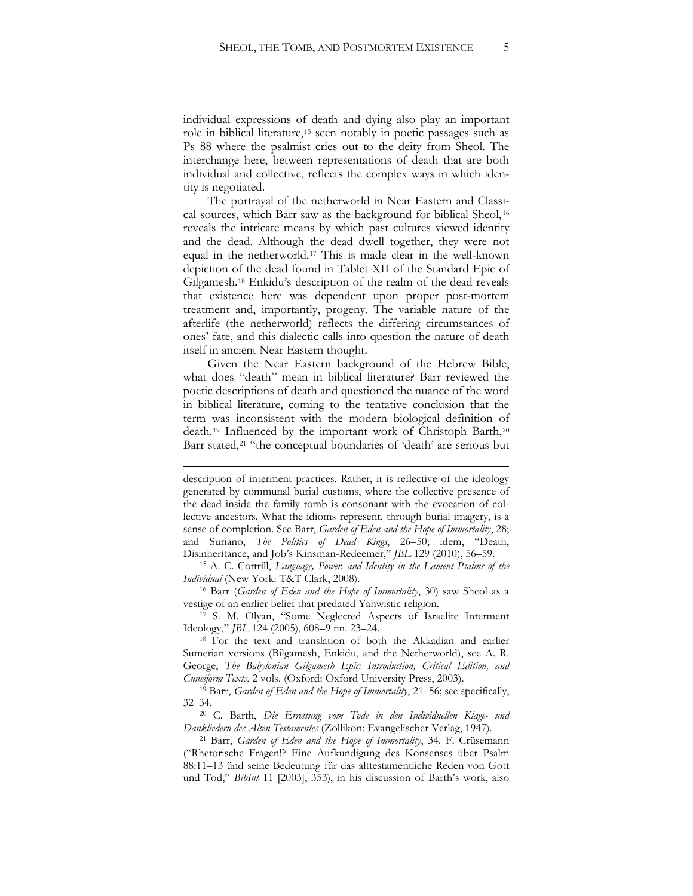individual expressions of death and dying also play an important role in biblical literature,[15] seen notably in poetic passages such as Ps 88 where the psalmist cries out to the deity from Sheol. The interchange here, between representations of death that are both individual and collective, reflects the complex ways in which identity is negotiated.

The portrayal of the netherworld in Near Eastern and Classical sources, which Barr saw as the background for biblical Sheol,[16] reveals the intricate means by which past cultures viewed identity and the dead. Although the dead dwell together, they were not equal in the netherworld.[17] This is made clear in the well-known depiction of the dead found in Tablet XII of the Standard Epic of Gilgamesh.[18] Enkidu's description of the realm of the dead reveals that existence here was dependent upon proper post-mortem treatment and, importantly, progeny. The variable nature of the afterlife (the netherworld) reflects the differing circumstances of ones' fate, and this dialectic calls into question the nature of death itself in ancient Near Eastern thought.

Given the Near Eastern background of the Hebrew Bible, what does "death" mean in biblical literature? Barr reviewed the poetic descriptions of death and questioned the nuance of the word in biblical literature, coming to the tentative conclusion that the term was inconsistent with the modern biological definition of death.[19] Influenced by the important work of Christoph Barth,[20] Barr stated,[21] "the conceptual boundaries of 'death' are serious but

---

description of interment practices. Rather, it is reflective of the ideology generated by communal burial customs, where the collective presence of the dead inside the family tomb is consonant with the evocation of collective ancestors. What the idioms represent, through burial imagery, is a sense of completion. See Barr, *Garden of Eden and the Hope of Immortality*, 28; and Suriano, *The Politics of Dead Kings*, 26–50; idem, "Death, Disinheritance, and Job's Kinsman-Redeemer," *JBL* 129 (2010), 56–59.

[15] A. C. Cottrill, *Language, Power, and Identity in the Lament Psalms of the Individual* (New York: T&T Clark, 2008).

[16] Barr (*Garden of Eden and the Hope of Immortality*, 30) saw Sheol as a vestige of an earlier belief that predated Yahwistic religion.

[17] S. M. Olyan, "Some Neglected Aspects of Israelite Interment Ideology," *JBL* 124 (2005), 608–9 nn. 23–24.

[18] For the text and translation of both the Akkadian and earlier Sumerian versions (Bilgamesh, Enkidu, and the Netherworld), see A. R. George, *The Babylonian Gilgamesh Epic: Introduction, Critical Edition, and Cuneiform Texts*, 2 vols. (Oxford: Oxford University Press, 2003).

[19] Barr, *Garden of Eden and the Hope of Immortality*, 21–56; see specifically, 32–34.

[20] C. Barth, *Die Errettung vom Tode in den Individuellen Klage- und Dankliedern des Alten Testamentes* (Zollikon: Evangelischer Verlag, 1947).

[21] Barr, *Garden of Eden and the Hope of Immortality*, 34. F. Crüsemann ("Rhetorische Fragen!? Eine Aufkundigung des Konsenses über Psalm 88:11–13 ünd seine Bedeutung für das alttestamentliche Reden von Gott und Tod," *BibInt* 11 [2003], 353), in his discussion of Barth's work, also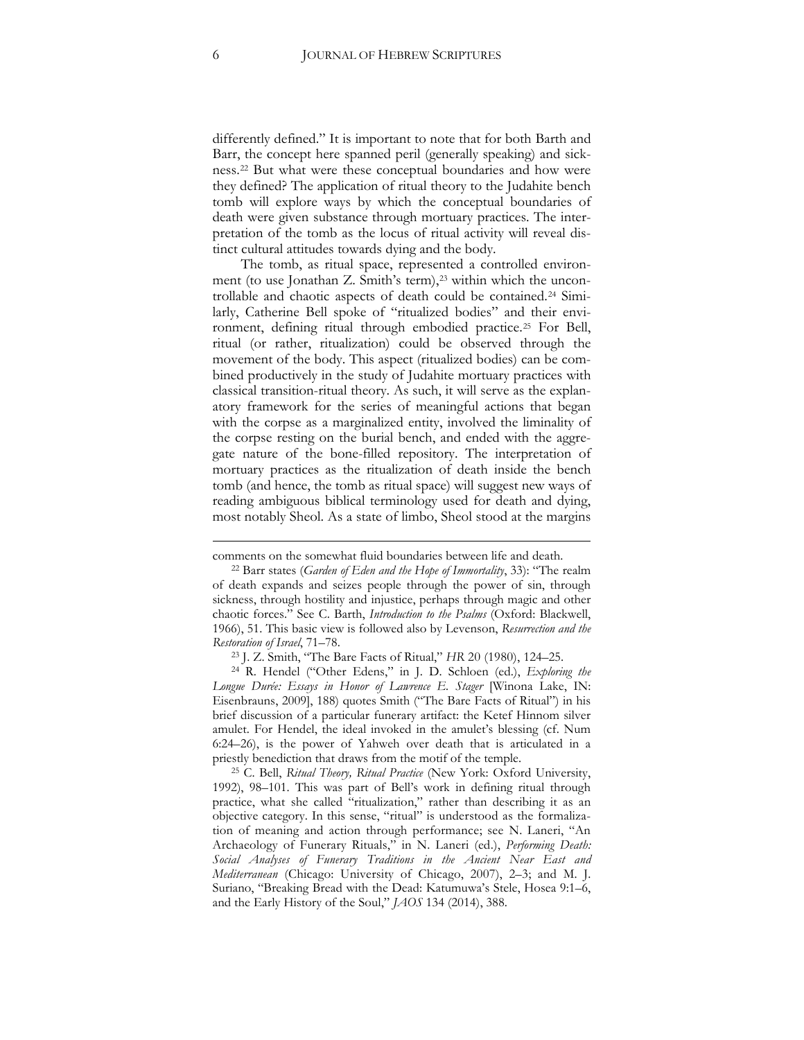differently defined." It is important to note that for both Barth and Barr, the concept here spanned peril (generally speaking) and sickness.[22] But what were these conceptual boundaries and how were they defined? The application of ritual theory to the Judahite bench tomb will explore ways by which the conceptual boundaries of death were given substance through mortuary practices. The interpretation of the tomb as the locus of ritual activity will reveal distinct cultural attitudes towards dying and the body.

The tomb, as ritual space, represented a controlled environment (to use Jonathan Z. Smith's term),[23] within which the uncontrollable and chaotic aspects of death could be contained.[24] Similarly, Catherine Bell spoke of "ritualized bodies" and their environment, defining ritual through embodied practice.[25] For Bell, ritual (or rather, ritualization) could be observed through the movement of the body. This aspect (ritualized bodies) can be combined productively in the study of Judahite mortuary practices with classical transition-ritual theory. As such, it will serve as the explanatory framework for the series of meaningful actions that began with the corpse as a marginalized entity, involved the liminality of the corpse resting on the burial bench, and ended with the aggregate nature of the bone-filled repository. The interpretation of mortuary practices as the ritualization of death inside the bench tomb (and hence, the tomb as ritual space) will suggest new ways of reading ambiguous biblical terminology used for death and dying, most notably Sheol. As a state of limbo, Sheol stood at the margins

---

comments on the somewhat fluid boundaries between life and death.

[22] Barr states (*Garden of Eden and the Hope of Immortality*, 33): "The realm of death expands and seizes people through the power of sin, through sickness, through hostility and injustice, perhaps through magic and other chaotic forces." See C. Barth, *Introduction to the Psalms* (Oxford: Blackwell, 1966), 51. This basic view is followed also by Levenson, *Resurrection and the Restoration of Israel*, 71–78.

[23] J. Z. Smith, "The Bare Facts of Ritual," *HR* 20 (1980), 124–25.

[24] R. Hendel ("Other Edens," in J. D. Schloen (ed.), *Exploring the Longue Durée: Essays in Honor of Lawrence E. Stager* [Winona Lake, IN: Eisenbrauns, 2009], 188) quotes Smith ("The Bare Facts of Ritual") in his brief discussion of a particular funerary artifact: the Ketef Hinnom silver amulet. For Hendel, the ideal invoked in the amulet's blessing (cf. Num 6:24–26), is the power of Yahweh over death that is articulated in a priestly benediction that draws from the motif of the temple.

[25] C. Bell, *Ritual Theory, Ritual Practice* (New York: Oxford University, 1992), 98–101. This was part of Bell's work in defining ritual through practice, what she called "ritualization," rather than describing it as an objective category. In this sense, "ritual" is understood as the formalization of meaning and action through performance; see N. Laneri, "An Archaeology of Funerary Rituals," in N. Laneri (ed.), *Performing Death: Social Analyses of Funerary Traditions in the Ancient Near East and Mediterranean* (Chicago: University of Chicago, 2007), 2–3; and M. J. Suriano, "Breaking Bread with the Dead: Katumuwa's Stele, Hosea 9:1–6, and the Early History of the Soul," *JAOS* 134 (2014), 388.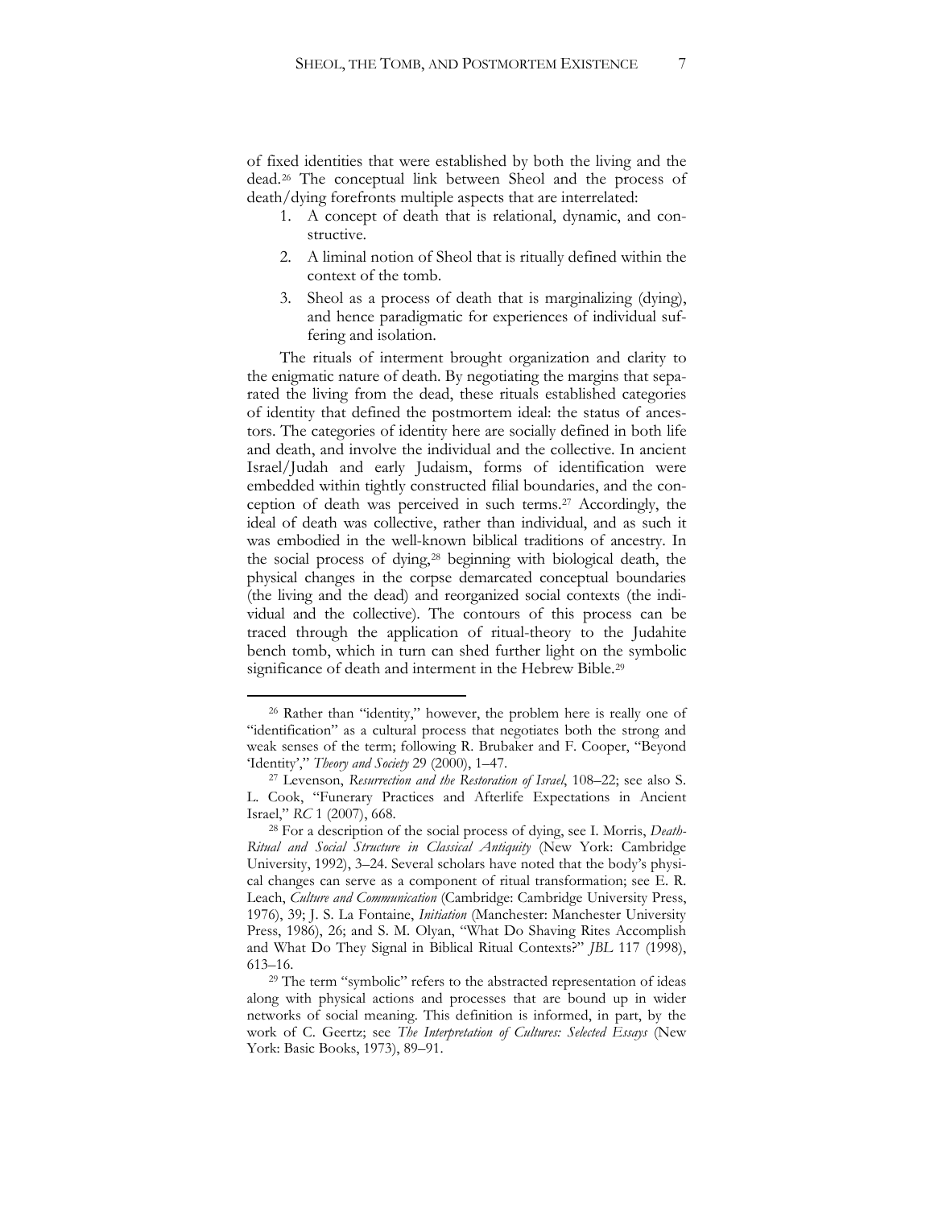of fixed identities that were established by both the living and the dead.[26] The conceptual link between Sheol and the process of death/dying forefronts multiple aspects that are interrelated:

1. A concept of death that is relational, dynamic, and constructive.
2. A liminal notion of Sheol that is ritually defined within the context of the tomb.
3. Sheol as a process of death that is marginalizing (dying), and hence paradigmatic for experiences of individual suffering and isolation.

The rituals of interment brought organization and clarity to the enigmatic nature of death. By negotiating the margins that separated the living from the dead, these rituals established categories of identity that defined the postmortem ideal: the status of ancestors. The categories of identity here are socially defined in both life and death, and involve the individual and the collective. In ancient Israel/Judah and early Judaism, forms of identification were embedded within tightly constructed filial boundaries, and the conception of death was perceived in such terms.[27] Accordingly, the ideal of death was collective, rather than individual, and as such it was embodied in the well-known biblical traditions of ancestry. In the social process of dying,[28] beginning with biological death, the physical changes in the corpse demarcated conceptual boundaries (the living and the dead) and reorganized social contexts (the individual and the collective). The contours of this process can be traced through the application of ritual-theory to the Judahite bench tomb, which in turn can shed further light on the symbolic significance of death and interment in the Hebrew Bible.[29]

---

[26] Rather than "identity," however, the problem here is really one of "identification" as a cultural process that negotiates both the strong and weak senses of the term; following R. Brubaker and F. Cooper, "Beyond 'Identity'," *Theory and Society* 29 (2000), 1–47.

[27] Levenson, *Resurrection and the Restoration of Israel*, 108–22; see also S. L. Cook, "Funerary Practices and Afterlife Expectations in Ancient Israel," *RC* 1 (2007), 668.

[28] For a description of the social process of dying, see I. Morris, *Death-Ritual and Social Structure in Classical Antiquity* (New York: Cambridge University, 1992), 3–24. Several scholars have noted that the body's physical changes can serve as a component of ritual transformation; see E. R. Leach, *Culture and Communication* (Cambridge: Cambridge University Press, 1976), 39; J. S. La Fontaine, *Initiation* (Manchester: Manchester University Press, 1986), 26; and S. M. Olyan, "What Do Shaving Rites Accomplish and What Do They Signal in Biblical Ritual Contexts?" *JBL* 117 (1998), 613–16.

[29] The term "symbolic" refers to the abstracted representation of ideas along with physical actions and processes that are bound up in wider networks of social meaning. This definition is informed, in part, by the work of C. Geertz; see *The Interpretation of Cultures: Selected Essays* (New York: Basic Books, 1973), 89–91.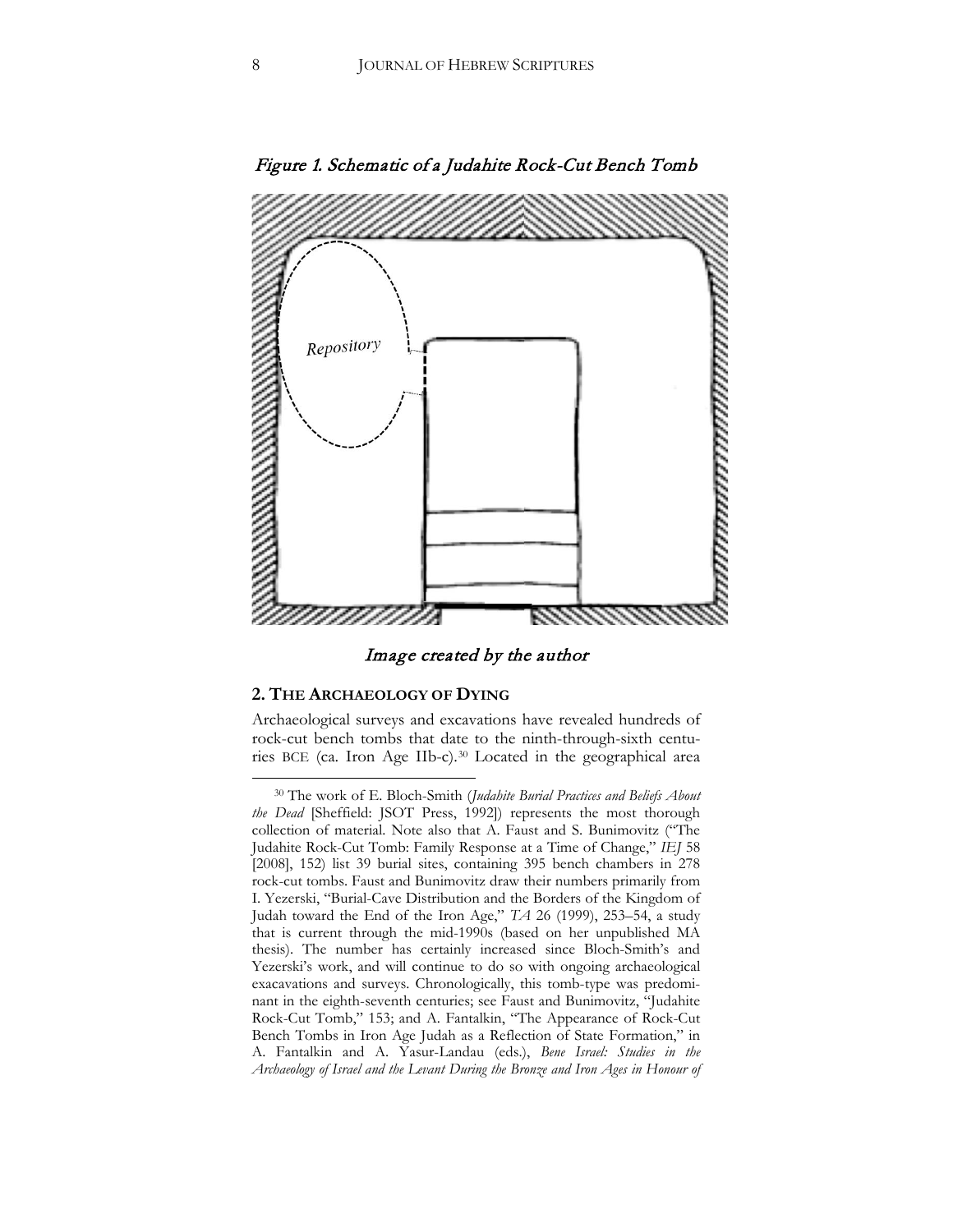*Figure 1. Schematic of a Judahite Rock-Cut Bench Tomb*

Repository

*Image created by the author*

## 2. The Archaeology of Dying

Archaeological surveys and excavations have revealed hundreds of rock-cut bench tombs that date to the ninth-through-sixth centuries BCE (ca. Iron Age IIb-c).[30] Located in the geographical area

---

[30] The work of E. Bloch-Smith (*Judahite Burial Practices and Beliefs About the Dead* [Sheffield: JSOT Press, 1992]) represents the most thorough collection of material. Note also that A. Faust and S. Bunimovitz ("The Judahite Rock-Cut Tomb: Family Response at a Time of Change," *IEJ* 58 [2008], 152) list 39 burial sites, containing 395 bench chambers in 278 rock-cut tombs. Faust and Bunimovitz draw their numbers primarily from I. Yezerski, "Burial-Cave Distribution and the Borders of the Kingdom of Judah toward the End of the Iron Age," *TA* 26 (1999), 253–54, a study that is current through the mid-1990s (based on her unpublished MA thesis). The number has certainly increased since Bloch-Smith's and Yezerski's work, and will continue to do so with ongoing archaeological exacavations and surveys. Chronologically, this tomb-type was predominant in the eighth-seventh centuries; see Faust and Bunimovitz, "Judahite Rock-Cut Tomb," 153; and A. Fantalkin, "The Appearance of Rock-Cut Bench Tombs in Iron Age Judah as a Reflection of State Formation," in A. Fantalkin and A. Yasur-Landau (eds.), *Bene Israel: Studies in the Archaeology of Israel and the Levant During the Bronze and Iron Ages in Honour of*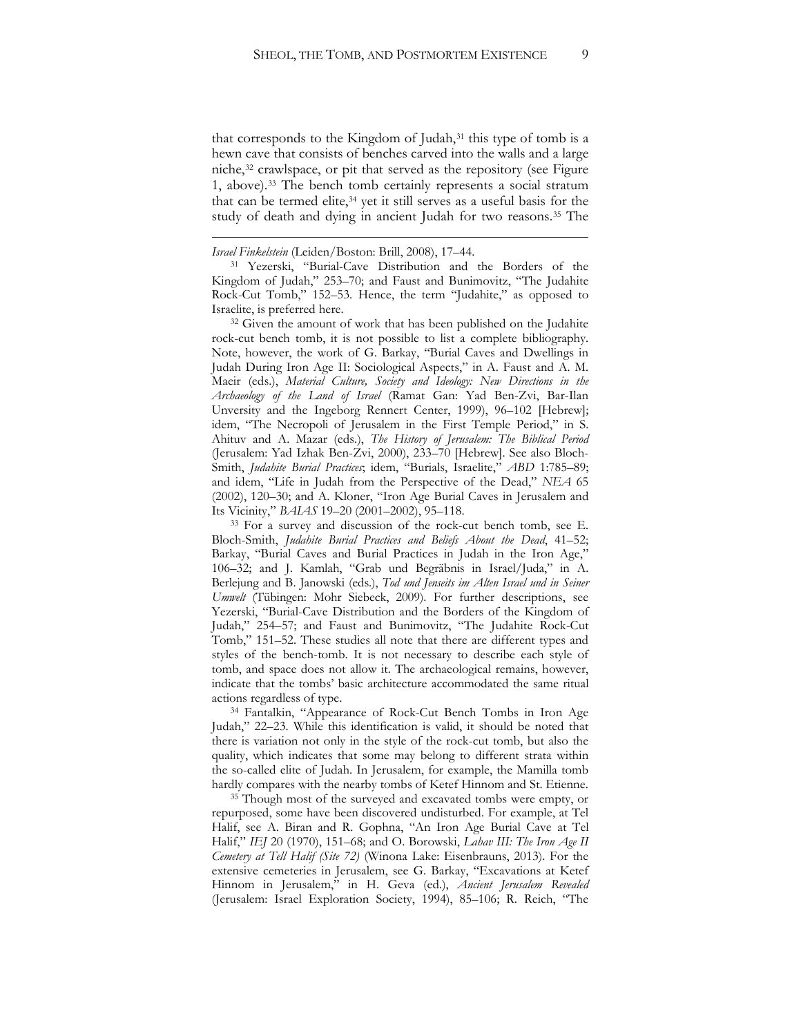that corresponds to the Kingdom of Judah,[31] this type of tomb is a hewn cave that consists of benches carved into the walls and a large niche,[32] crawlspace, or pit that served as the repository (see Figure 1, above).[33] The bench tomb certainly represents a social stratum that can be termed elite,[34] yet it still serves as a useful basis for the study of death and dying in ancient Judah for two reasons.[35] The

---

*Israel Finkelstein* (Leiden/Boston: Brill, 2008), 17–44.

[31] Yezerski, "Burial-Cave Distribution and the Borders of the Kingdom of Judah," 253–70; and Faust and Bunimovitz, "The Judahite Rock-Cut Tomb," 152–53. Hence, the term "Judahite," as opposed to Israelite, is preferred here.

[32] Given the amount of work that has been published on the Judahite rock-cut bench tomb, it is not possible to list a complete bibliography. Note, however, the work of G. Barkay, "Burial Caves and Dwellings in Judah During Iron Age II: Sociological Aspects," in A. Faust and A. M. Maeir (eds.), *Material Culture, Society and Ideology: New Directions in the Archaeology of the Land of Israel* (Ramat Gan: Yad Ben-Zvi, Bar-Ilan Unversity and the Ingeborg Rennert Center, 1999), 96–102 [Hebrew]; idem, "The Necropoli of Jerusalem in the First Temple Period," in S. Ahituv and A. Mazar (eds.), *The History of Jerusalem: The Biblical Period* (Jerusalem: Yad Izhak Ben-Zvi, 2000), 233–70 [Hebrew]. See also Bloch-Smith, *Judahite Burial Practices*; idem, "Burials, Israelite," *ABD* 1:785–89; and idem, "Life in Judah from the Perspective of the Dead," *NEA* 65 (2002), 120–30; and A. Kloner, "Iron Age Burial Caves in Jerusalem and Its Vicinity," *BAIAS* 19–20 (2001–2002), 95–118.

[33] For a survey and discussion of the rock-cut bench tomb, see E. Bloch-Smith, *Judahite Burial Practices and Beliefs About the Dead*, 41–52; Barkay, "Burial Caves and Burial Practices in Judah in the Iron Age," 106–32; and J. Kamlah, "Grab und Begräbnis in Israel/Juda," in A. Berlejung and B. Janowski (eds.), *Tod und Jenseits im Alten Israel und in Seiner Umwelt* (Tübingen: Mohr Siebeck, 2009). For further descriptions, see Yezerski, "Burial-Cave Distribution and the Borders of the Kingdom of Judah," 254–57; and Faust and Bunimovitz, "The Judahite Rock-Cut Tomb," 151–52. These studies all note that there are different types and styles of the bench-tomb. It is not necessary to describe each style of tomb, and space does not allow it. The archaeological remains, however, indicate that the tombs' basic architecture accommodated the same ritual actions regardless of type.

[34] Fantalkin, "Appearance of Rock-Cut Bench Tombs in Iron Age Judah," 22–23. While this identification is valid, it should be noted that there is variation not only in the style of the rock-cut tomb, but also the quality, which indicates that some may belong to different strata within the so-called elite of Judah. In Jerusalem, for example, the Mamilla tomb hardly compares with the nearby tombs of Ketef Hinnom and St. Etienne.

[35] Though most of the surveyed and excavated tombs were empty, or repurposed, some have been discovered undisturbed. For example, at Tel Halif, see A. Biran and R. Gophna, "An Iron Age Burial Cave at Tel Halif," *IEJ* 20 (1970), 151–68; and O. Borowski, *Lahav III: The Iron Age II Cemetery at Tell Halif (Site 72)* (Winona Lake: Eisenbrauns, 2013). For the extensive cemeteries in Jerusalem, see G. Barkay, "Excavations at Ketef Hinnom in Jerusalem," in H. Geva (ed.), *Ancient Jerusalem Revealed* (Jerusalem: Israel Exploration Society, 1994), 85–106; R. Reich, "The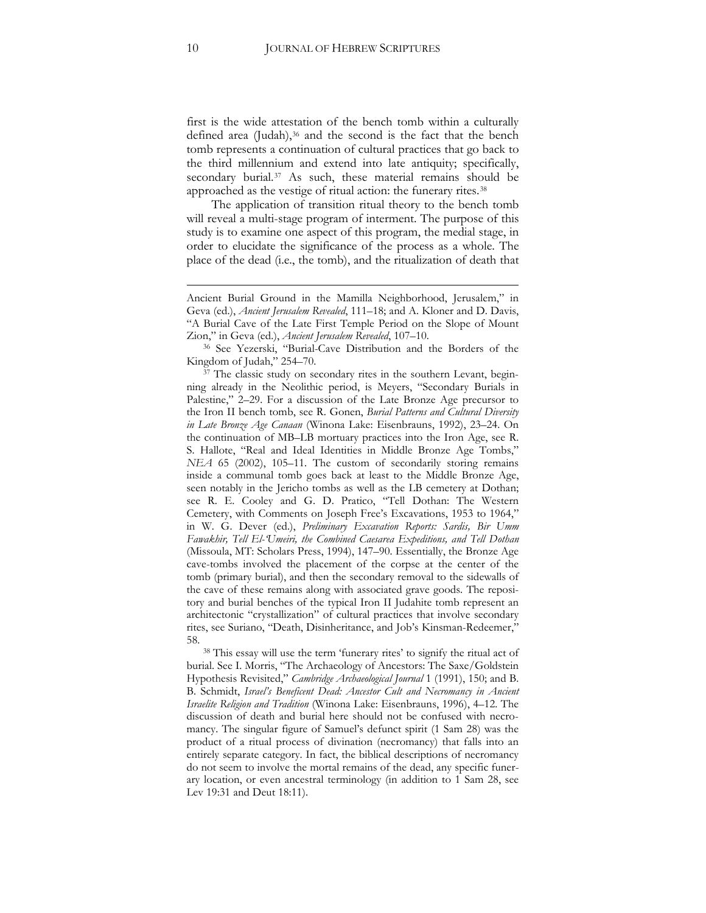first is the wide attestation of the bench tomb within a culturally defined area (Judah),[36] and the second is the fact that the bench tomb represents a continuation of cultural practices that go back to the third millennium and extend into late antiquity; specifically, secondary burial.[37] As such, these material remains should be approached as the vestige of ritual action: the funerary rites.[38]

The application of transition ritual theory to the bench tomb will reveal a multi-stage program of interment. The purpose of this study is to examine one aspect of this program, the medial stage, in order to elucidate the significance of the process as a whole. The place of the dead (i.e., the tomb), and the ritualization of death that

---

Ancient Burial Ground in the Mamilla Neighborhood, Jerusalem," in Geva (ed.), *Ancient Jerusalem Revealed*, 111–18; and A. Kloner and D. Davis, "A Burial Cave of the Late First Temple Period on the Slope of Mount Zion," in Geva (ed.), *Ancient Jerusalem Revealed*, 107–10.

[36] See Yezerski, "Burial-Cave Distribution and the Borders of the Kingdom of Judah," 254–70.

[37] The classic study on secondary rites in the southern Levant, beginning already in the Neolithic period, is Meyers, "Secondary Burials in Palestine," 2–29. For a discussion of the Late Bronze Age precursor to the Iron II bench tomb, see R. Gonen, *Burial Patterns and Cultural Diversity in Late Bronze Age Canaan* (Winona Lake: Eisenbrauns, 1992), 23–24. On the continuation of MB–LB mortuary practices into the Iron Age, see R. S. Hallote, "Real and Ideal Identities in Middle Bronze Age Tombs," *NEA* 65 (2002), 105–11. The custom of secondarily storing remains inside a communal tomb goes back at least to the Middle Bronze Age, seen notably in the Jericho tombs as well as the LB cemetery at Dothan; see R. E. Cooley and G. D. Pratico, "Tell Dothan: The Western Cemetery, with Comments on Joseph Free's Excavations, 1953 to 1964," in W. G. Dever (ed.), *Preliminary Excavation Reports: Sardis, Bir Umm Fawakhir, Tell El-'Umeiri, the Combined Caesarea Expeditions, and Tell Dothan* (Missoula, MT: Scholars Press, 1994), 147–90. Essentially, the Bronze Age cave-tombs involved the placement of the corpse at the center of the tomb (primary burial), and then the secondary removal to the sidewalls of the cave of these remains along with associated grave goods. The repository and burial benches of the typical Iron II Judahite tomb represent an architectonic "crystallization" of cultural practices that involve secondary rites, see Suriano, "Death, Disinheritance, and Job's Kinsman-Redeemer," 58.

[38] This essay will use the term 'funerary rites' to signify the ritual act of burial. See I. Morris, "The Archaeology of Ancestors: The Saxe/Goldstein Hypothesis Revisited," *Cambridge Archaeological Journal* 1 (1991), 150; and B. B. Schmidt, *Israel's Beneficent Dead: Ancestor Cult and Necromancy in Ancient Israelite Religion and Tradition* (Winona Lake: Eisenbrauns, 1996), 4–12. The discussion of death and burial here should not be confused with necromancy. The singular figure of Samuel's defunct spirit (1 Sam 28) was the product of a ritual process of divination (necromancy) that falls into an entirely separate category. In fact, the biblical descriptions of necromancy do not seem to involve the mortal remains of the dead, any specific funerary location, or even ancestral terminology (in addition to 1 Sam 28, see Lev 19:31 and Deut 18:11).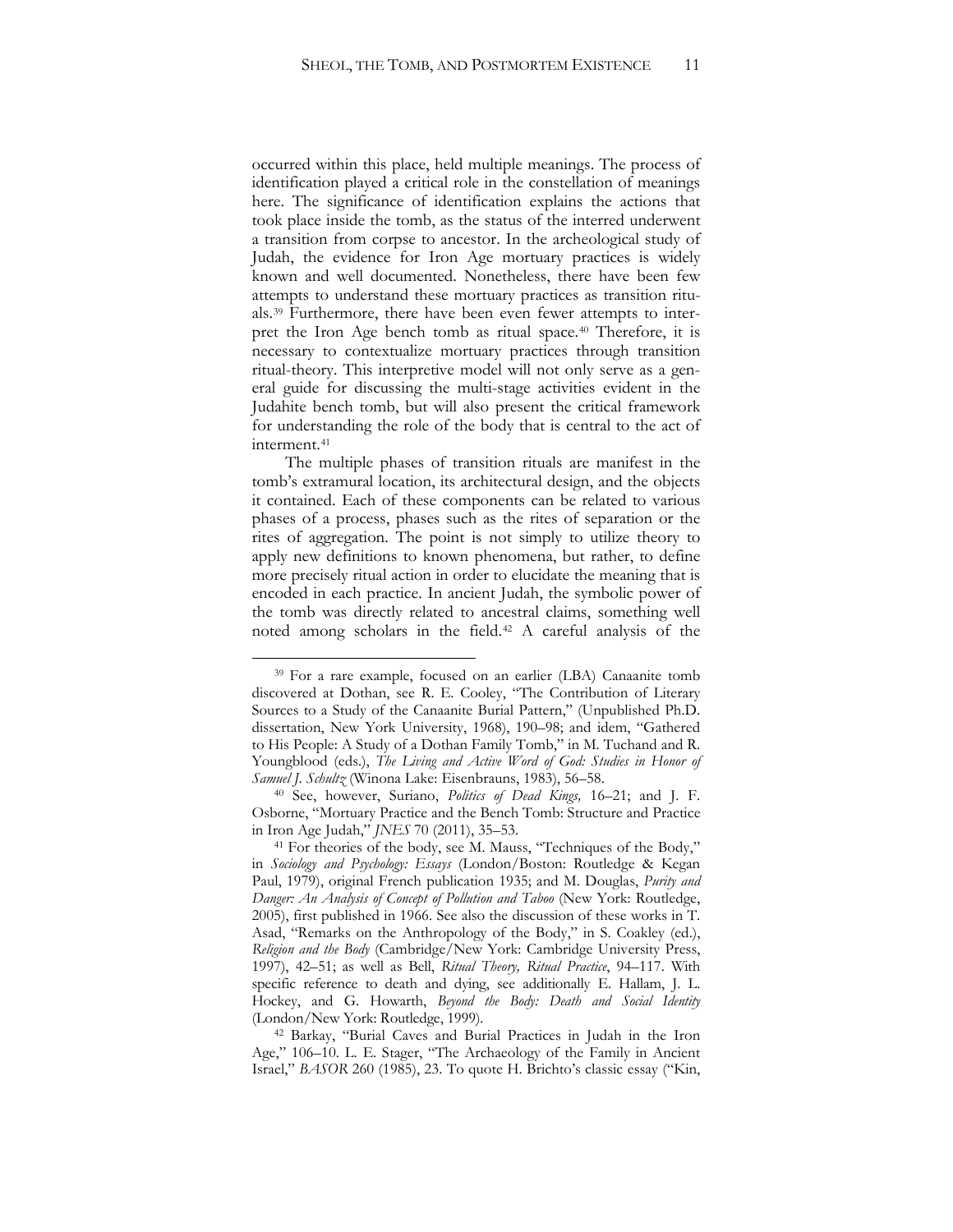occurred within this place, held multiple meanings. The process of identification played a critical role in the constellation of meanings here. The significance of identification explains the actions that took place inside the tomb, as the status of the interred underwent a transition from corpse to ancestor. In the archeological study of Judah, the evidence for Iron Age mortuary practices is widely known and well documented. Nonetheless, there have been few attempts to understand these mortuary practices as transition rituals.[39] Furthermore, there have been even fewer attempts to interpret the Iron Age bench tomb as ritual space.[40] Therefore, it is necessary to contextualize mortuary practices through transition ritual-theory. This interpretive model will not only serve as a general guide for discussing the multi-stage activities evident in the Judahite bench tomb, but will also present the critical framework for understanding the role of the body that is central to the act of interment.[41]

The multiple phases of transition rituals are manifest in the tomb's extramural location, its architectural design, and the objects it contained. Each of these components can be related to various phases of a process, phases such as the rites of separation or the rites of aggregation. The point is not simply to utilize theory to apply new definitions to known phenomena, but rather, to define more precisely ritual action in order to elucidate the meaning that is encoded in each practice. In ancient Judah, the symbolic power of the tomb was directly related to ancestral claims, something well noted among scholars in the field.[42] A careful analysis of the

---

[39] For a rare example, focused on an earlier (LBA) Canaanite tomb discovered at Dothan, see R. E. Cooley, "The Contribution of Literary Sources to a Study of the Canaanite Burial Pattern," (Unpublished Ph.D. dissertation, New York University, 1968), 190–98; and idem, "Gathered to His People: A Study of a Dothan Family Tomb," in M. Tuchand and R. Youngblood (eds.), *The Living and Active Word of God: Studies in Honor of Samuel J. Schultz* (Winona Lake: Eisenbrauns, 1983), 56–58.

[40] See, however, Suriano, *Politics of Dead Kings,* 16–21; and J. F. Osborne, "Mortuary Practice and the Bench Tomb: Structure and Practice in Iron Age Judah," *JNES* 70 (2011), 35–53.

[41] For theories of the body, see M. Mauss, "Techniques of the Body," in *Sociology and Psychology: Essays* (London/Boston: Routledge & Kegan Paul, 1979), original French publication 1935; and M. Douglas, *Purity and Danger: An Analysis of Concept of Pollution and Taboo* (New York: Routledge, 2005), first published in 1966. See also the discussion of these works in T. Asad, "Remarks on the Anthropology of the Body," in S. Coakley (ed.), *Religion and the Body* (Cambridge/New York: Cambridge University Press, 1997), 42–51; as well as Bell, *Ritual Theory, Ritual Practice*, 94–117. With specific reference to death and dying, see additionally E. Hallam, J. L. Hockey, and G. Howarth, *Beyond the Body: Death and Social Identity* (London/New York: Routledge, 1999).

[42] Barkay, "Burial Caves and Burial Practices in Judah in the Iron Age," 106–10. L. E. Stager, "The Archaeology of the Family in Ancient Israel," *BASOR* 260 (1985), 23. To quote H. Brichto's classic essay ("Kin,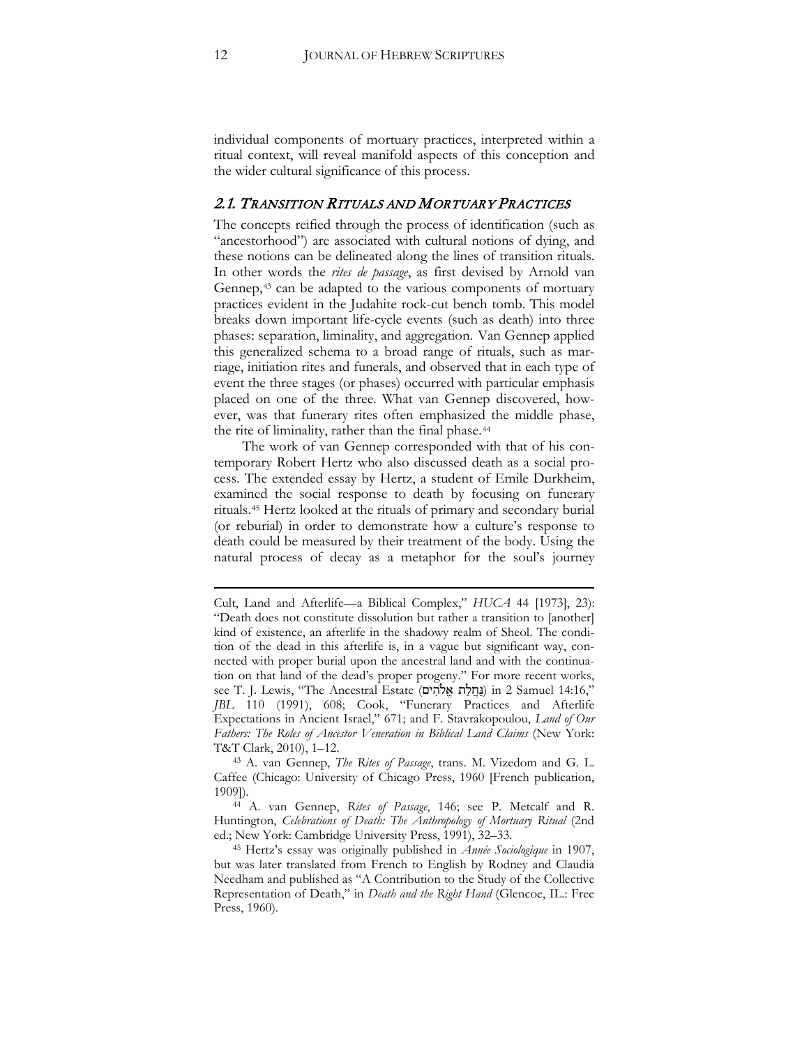individual components of mortuary practices, interpreted within a ritual context, will reveal manifold aspects of this conception and the wider cultural significance of this process.

## 2.1. *Transition Rituals and Mortuary Practices*

The concepts reified through the process of identification (such as "ancestorhood") are associated with cultural notions of dying, and these notions can be delineated along the lines of transition rituals. In other words the *rites de passage*, as first devised by Arnold van Gennep,[43] can be adapted to the various components of mortuary practices evident in the Judahite rock-cut bench tomb. This model breaks down important life-cycle events (such as death) into three phases: separation, liminality, and aggregation. Van Gennep applied this generalized schema to a broad range of rituals, such as marriage, initiation rites and funerals, and observed that in each type of event the three stages (or phases) occurred with particular emphasis placed on one of the three. What van Gennep discovered, however, was that funerary rites often emphasized the middle phase, the rite of liminality, rather than the final phase.[44]

The work of van Gennep corresponded with that of his contemporary Robert Hertz who also discussed death as a social process. The extended essay by Hertz, a student of Emile Durkheim, examined the social response to death by focusing on funerary rituals.[45] Hertz looked at the rituals of primary and secondary burial (or reburial) in order to demonstrate how a culture's response to death could be measured by their treatment of the body. Using the natural process of decay as a metaphor for the soul's journey

---

Cult, Land and Afterlife—a Biblical Complex," *HUCA* 44 [1973], 23): "Death does not constitute dissolution but rather a transition to [another] kind of existence, an afterlife in the shadowy realm of Sheol. The condition of the dead in this afterlife is, in a vague but significant way, connected with proper burial upon the ancestral land and with the continuation on that land of the dead's proper progeny." For more recent works, see T. J. Lewis, "The Ancestral Estate (נַחֲלַת אֱלֹהִים) in 2 Samuel 14:16," *JBL* 110 (1991), 608; Cook, "Funerary Practices and Afterlife Expectations in Ancient Israel," 671; and F. Stavrakopoulou, *Land of Our Fathers: The Roles of Ancestor Veneration in Biblical Land Claims* (New York: T&T Clark, 2010), 1–12.

[43] A. van Gennep, *The Rites of Passage*, trans. M. Vizedom and G. L. Caffee (Chicago: University of Chicago Press, 1960 [French publication, 1909]).

[44] A. van Gennep, *Rites of Passage*, 146; see P. Metcalf and R. Huntington, *Celebrations of Death: The Anthropology of Mortuary Ritual* (2nd ed.; New York: Cambridge University Press, 1991), 32–33.

[45] Hertz's essay was originally published in *Année Sociologique* in 1907, but was later translated from French to English by Rodney and Claudia Needham and published as "A Contribution to the Study of the Collective Representation of Death," in *Death and the Right Hand* (Glencoe, IL.: Free Press, 1960).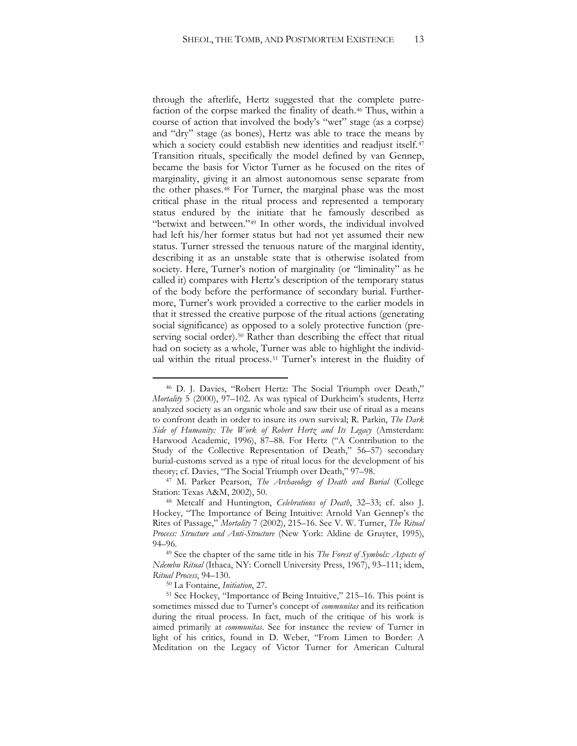through the afterlife, Hertz suggested that the complete putrefaction of the corpse marked the finality of death.[46] Thus, within a course of action that involved the body's "wet" stage (as a corpse) and "dry" stage (as bones), Hertz was able to trace the means by which a society could establish new identities and readjust itself.[47] Transition rituals, specifically the model defined by van Gennep, became the basis for Victor Turner as he focused on the rites of marginality, giving it an almost autonomous sense separate from the other phases.[48] For Turner, the marginal phase was the most critical phase in the ritual process and represented a temporary status endured by the initiate that he famously described as "betwixt and between."[49] In other words, the individual involved had left his/her former status but had not yet assumed their new status. Turner stressed the tenuous nature of the marginal identity, describing it as an unstable state that is otherwise isolated from society. Here, Turner's notion of marginality (or "liminality" as he called it) compares with Hertz's description of the temporary status of the body before the performance of secondary burial. Furthermore, Turner's work provided a corrective to the earlier models in that it stressed the creative purpose of the ritual actions (generating social significance) as opposed to a solely protective function (preserving social order).[50] Rather than describing the effect that ritual had on society as a whole, Turner was able to highlight the individual within the ritual process.[51] Turner's interest in the fluidity of

---

[46] D. J. Davies, "Robert Hertz: The Social Triumph over Death," *Mortality* 5 (2000), 97–102. As was typical of Durkheim's students, Hertz analyzed society as an organic whole and saw their use of ritual as a means to confront death in order to insure its own survival; R. Parkin, *The Dark Side of Humanity: The Work of Robert Hertz and Its Legacy* (Amsterdam: Harwood Academic, 1996), 87–88. For Hertz ("A Contribution to the Study of the Collective Representation of Death," 56–57) secondary burial-customs served as a type of ritual locus for the development of his theory; cf. Davies, "The Social Triumph over Death," 97–98.

[47] M. Parker Pearson, *The Archaeology of Death and Burial* (College Station: Texas A&M, 2002), 50.

[48] Metcalf and Huntington, *Celebrations of Death*, 32–33; cf. also J. Hockey, "The Importance of Being Intuitive: Arnold Van Gennep's the Rites of Passage," *Mortality* 7 (2002), 215–16. See V. W. Turner, *The Ritual Process: Structure and Anti-Structure* (New York: Aldine de Gruyter, 1995), 94–96.

[49] See the chapter of the same title in his *The Forest of Symbols: Aspects of Ndembu Ritual* (Ithaca, NY: Cornell University Press, 1967), 93–111; idem, *Ritual Process*, 94–130.

[50] La Fontaine, *Initiation*, 27.

[51] See Hockey, "Importance of Being Intuitive," 215–16. This point is sometimes missed due to Turner's concept of *communitas* and its reification during the ritual process. In fact, much of the critique of his work is aimed primarily at *communitas*. See for instance the review of Turner in light of his critics, found in D. Weber, "From Limen to Border: A Meditation on the Legacy of Victor Turner for American Cultural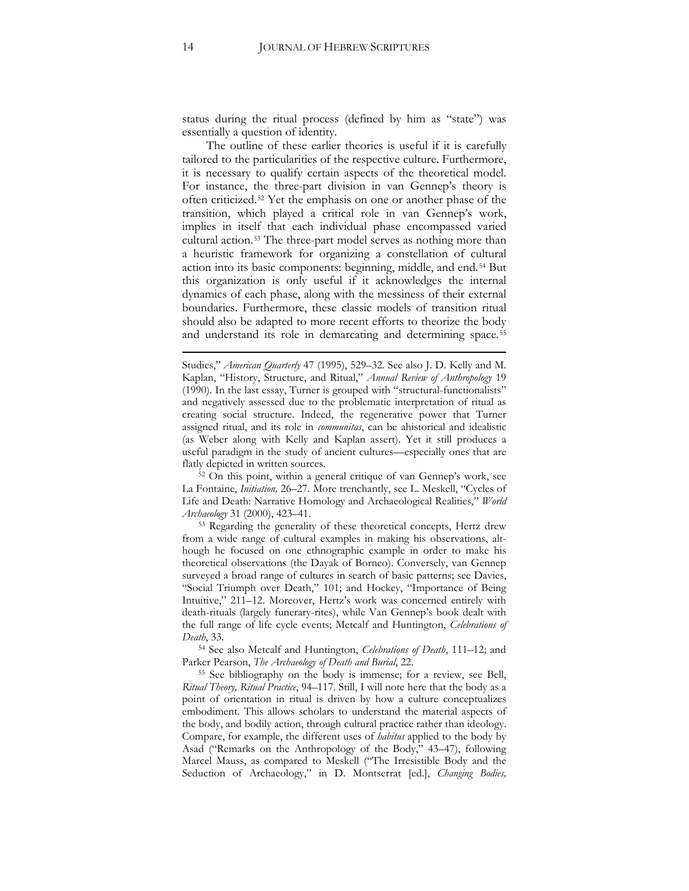status during the ritual process (defined by him as "state") was essentially a question of identity.

The outline of these earlier theories is useful if it is carefully tailored to the particularities of the respective culture. Furthermore, it is necessary to qualify certain aspects of the theoretical model. For instance, the three-part division in van Gennep's theory is often criticized.[52] Yet the emphasis on one or another phase of the transition, which played a critical role in van Gennep's work, implies in itself that each individual phase encompassed varied cultural action.[53] The three-part model serves as nothing more than a heuristic framework for organizing a constellation of cultural action into its basic components: beginning, middle, and end.[54] But this organization is only useful if it acknowledges the internal dynamics of each phase, along with the messiness of their external boundaries. Furthermore, these classic models of transition ritual should also be adapted to more recent efforts to theorize the body and understand its role in demarcating and determining space.[55]

---

Studies," *American Quarterly* 47 (1995), 529–32. See also J. D. Kelly and M. Kaplan, "History, Structure, and Ritual," *Annual Review of Anthropology* 19 (1990). In the last essay, Turner is grouped with "structural-functionalists" and negatively assessed due to the problematic interpretation of ritual as creating social structure. Indeed, the regenerative power that Turner assigned ritual, and its role in *communitas*, can be ahistorical and idealistic (as Weber along with Kelly and Kaplan assert). Yet it still produces a useful paradigm in the study of ancient cultures—especially ones that are flatly depicted in written sources.

[52] On this point, within a general critique of van Gennep's work, see La Fontaine, *Initiation,* 26–27. More trenchantly, see L. Meskell, "Cycles of Life and Death: Narrative Homology and Archaeological Realities," *World Archaeology* 31 (2000), 423–41.

[53] Regarding the generality of these theoretical concepts, Hertz drew from a wide range of cultural examples in making his observations, although he focused on one ethnographic example in order to make his theoretical observations (the Dayak of Borneo). Conversely, van Gennep surveyed a broad range of cultures in search of basic patterns; see Davies, "Social Triumph over Death," 101; and Hockey, "Importance of Being Intuitive," 211–12. Moreover, Hertz's work was concerned entirely with death-rituals (largely funerary-rites), while Van Gennep's book dealt with the full range of life cycle events; Metcalf and Huntington, *Celebrations of Death*, 33.

[54] See also Metcalf and Huntington, *Celebrations of Death*, 111–12; and Parker Pearson, *The Archaeology of Death and Burial*, 22.

[55] See bibliography on the body is immense; for a review, see Bell, *Ritual Theory, Ritual Practice*, 94–117. Still, I will note here that the body as a point of orientation in ritual is driven by how a culture conceptualizes embodiment. This allows scholars to understand the material aspects of the body, and bodily action, through cultural practice rather than ideology. Compare, for example, the different uses of *habitus* applied to the body by Asad ("Remarks on the Anthropology of the Body," 43–47), following Marcel Mauss, as compared to Meskell ("The Irresistible Body and the Seduction of Archaeology," in D. Montserrat [ed.], *Changing Bodies,*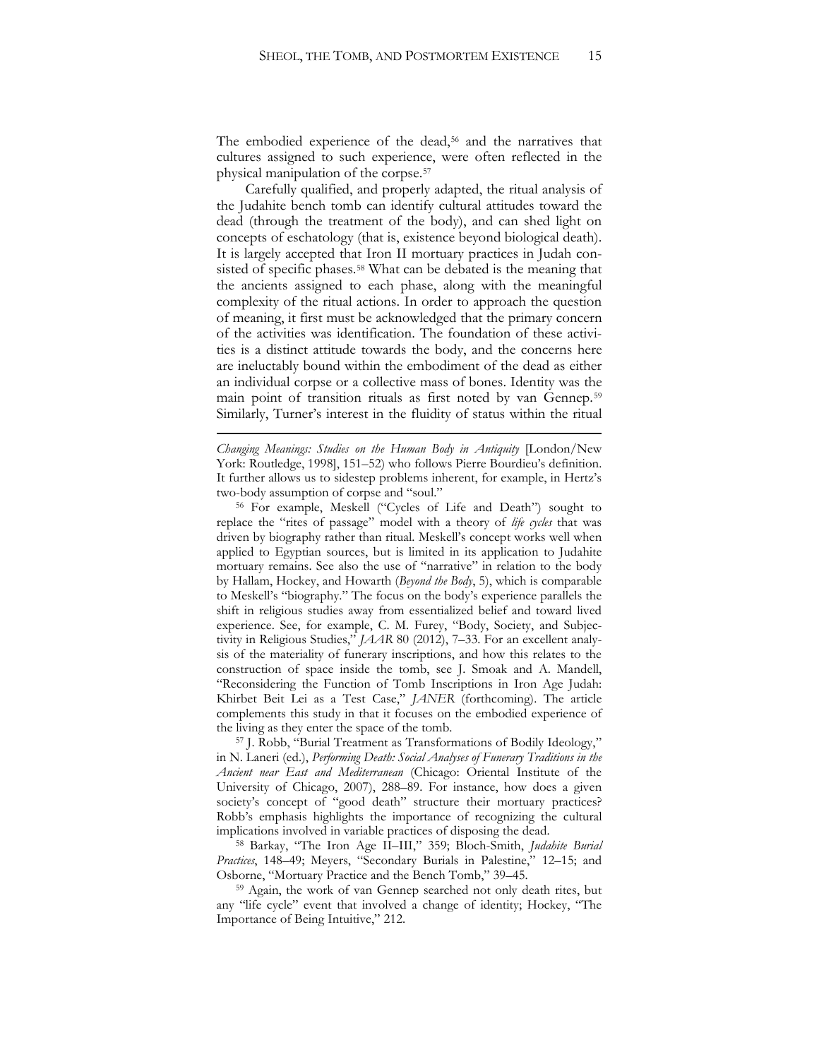The embodied experience of the dead,[56] and the narratives that cultures assigned to such experience, were often reflected in the physical manipulation of the corpse.[57]

Carefully qualified, and properly adapted, the ritual analysis of the Judahite bench tomb can identify cultural attitudes toward the dead (through the treatment of the body), and can shed light on concepts of eschatology (that is, existence beyond biological death). It is largely accepted that Iron II mortuary practices in Judah consisted of specific phases.[58] What can be debated is the meaning that the ancients assigned to each phase, along with the meaningful complexity of the ritual actions. In order to approach the question of meaning, it first must be acknowledged that the primary concern of the activities was identification. The foundation of these activities is a distinct attitude towards the body, and the concerns here are ineluctably bound within the embodiment of the dead as either an individual corpse or a collective mass of bones. Identity was the main point of transition rituals as first noted by van Gennep.[59] Similarly, Turner's interest in the fluidity of status within the ritual

---

*Changing Meanings: Studies on the Human Body in Antiquity* [London/New York: Routledge, 1998], 151–52) who follows Pierre Bourdieu's definition. It further allows us to sidestep problems inherent, for example, in Hertz's two-body assumption of corpse and "soul."

[56] For example, Meskell ("Cycles of Life and Death") sought to replace the "rites of passage" model with a theory of *life cycles* that was driven by biography rather than ritual. Meskell's concept works well when applied to Egyptian sources, but is limited in its application to Judahite mortuary remains. See also the use of "narrative" in relation to the body by Hallam, Hockey, and Howarth (*Beyond the Body*, 5), which is comparable to Meskell's "biography." The focus on the body's experience parallels the shift in religious studies away from essentialized belief and toward lived experience. See, for example, C. M. Furey, "Body, Society, and Subjectivity in Religious Studies," *JAAR* 80 (2012), 7–33. For an excellent analysis of the materiality of funerary inscriptions, and how this relates to the construction of space inside the tomb, see J. Smoak and A. Mandell, "Reconsidering the Function of Tomb Inscriptions in Iron Age Judah: Khirbet Beit Lei as a Test Case," *JANER* (forthcoming). The article complements this study in that it focuses on the embodied experience of the living as they enter the space of the tomb.

[57] J. Robb, "Burial Treatment as Transformations of Bodily Ideology," in N. Laneri (ed.), *Performing Death: Social Analyses of Funerary Traditions in the Ancient near East and Mediterranean* (Chicago: Oriental Institute of the University of Chicago, 2007), 288–89. For instance, how does a given society's concept of "good death" structure their mortuary practices? Robb's emphasis highlights the importance of recognizing the cultural implications involved in variable practices of disposing the dead.

[58] Barkay, "The Iron Age II–III," 359; Bloch-Smith, *Judahite Burial Practices*, 148–49; Meyers, "Secondary Burials in Palestine," 12–15; and Osborne, "Mortuary Practice and the Bench Tomb," 39–45.

[59] Again, the work of van Gennep searched not only death rites, but any "life cycle" event that involved a change of identity; Hockey, "The Importance of Being Intuitive," 212.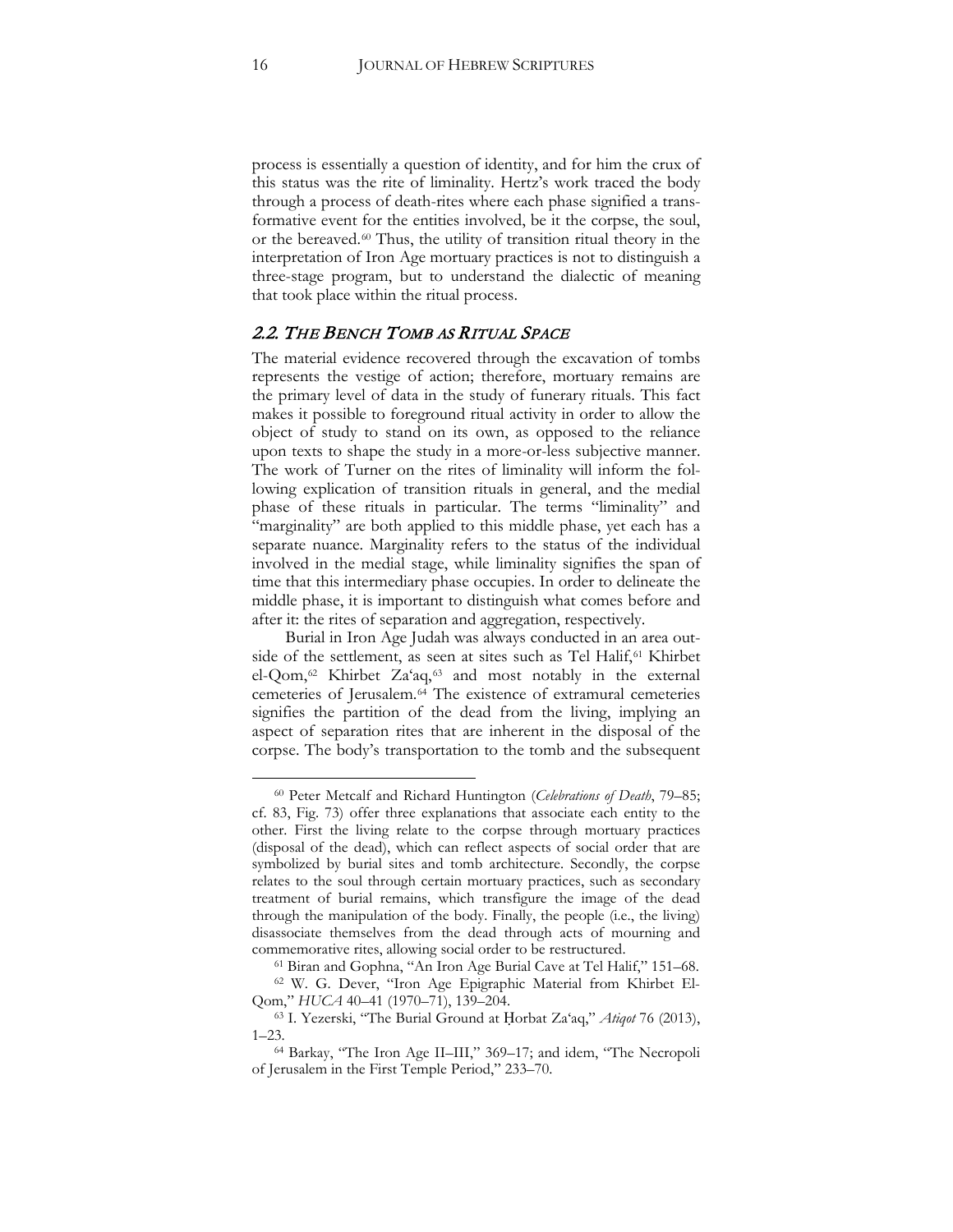process is essentially a question of identity, and for him the crux of this status was the rite of liminality. Hertz's work traced the body through a process of death-rites where each phase signified a transformative event for the entities involved, be it the corpse, the soul, or the bereaved.[60] Thus, the utility of transition ritual theory in the interpretation of Iron Age mortuary practices is not to distinguish a three-stage program, but to understand the dialectic of meaning that took place within the ritual process.

## *2.2. THE BENCH TOMB AS RITUAL SPACE*

The material evidence recovered through the excavation of tombs represents the vestige of action; therefore, mortuary remains are the primary level of data in the study of funerary rituals. This fact makes it possible to foreground ritual activity in order to allow the object of study to stand on its own, as opposed to the reliance upon texts to shape the study in a more-or-less subjective manner. The work of Turner on the rites of liminality will inform the following explication of transition rituals in general, and the medial phase of these rituals in particular. The terms "liminality" and "marginality" are both applied to this middle phase, yet each has a separate nuance. Marginality refers to the status of the individual involved in the medial stage, while liminality signifies the span of time that this intermediary phase occupies. In order to delineate the middle phase, it is important to distinguish what comes before and after it: the rites of separation and aggregation, respectively.

Burial in Iron Age Judah was always conducted in an area outside of the settlement, as seen at sites such as Tel Halif,[61] Khirbet el-Qom,[62] Khirbet Zaʿaq,[63] and most notably in the external cemeteries of Jerusalem.[64] The existence of extramural cemeteries signifies the partition of the dead from the living, implying an aspect of separation rites that are inherent in the disposal of the corpse. The body's transportation to the tomb and the subsequent

---

[60] Peter Metcalf and Richard Huntington (*Celebrations of Death*, 79–85; cf. 83, Fig. 73) offer three explanations that associate each entity to the other. First the living relate to the corpse through mortuary practices (disposal of the dead), which can reflect aspects of social order that are symbolized by burial sites and tomb architecture. Secondly, the corpse relates to the soul through certain mortuary practices, such as secondary treatment of burial remains, which transfigure the image of the dead through the manipulation of the body. Finally, the people (i.e., the living) disassociate themselves from the dead through acts of mourning and commemorative rites, allowing social order to be restructured.

[61] Biran and Gophna, "An Iron Age Burial Cave at Tel Halif," 151–68.

[62] W. G. Dever, "Iron Age Epigraphic Material from Khirbet El-Qom," *HUCA* 40–41 (1970–71), 139–204.

[63] I. Yezerski, "The Burial Ground at Ḥorbat Zaʿaq," *Atiqot* 76 (2013), 1–23.

[64] Barkay, "The Iron Age II–III," 369–17; and idem, "The Necropoli of Jerusalem in the First Temple Period," 233–70.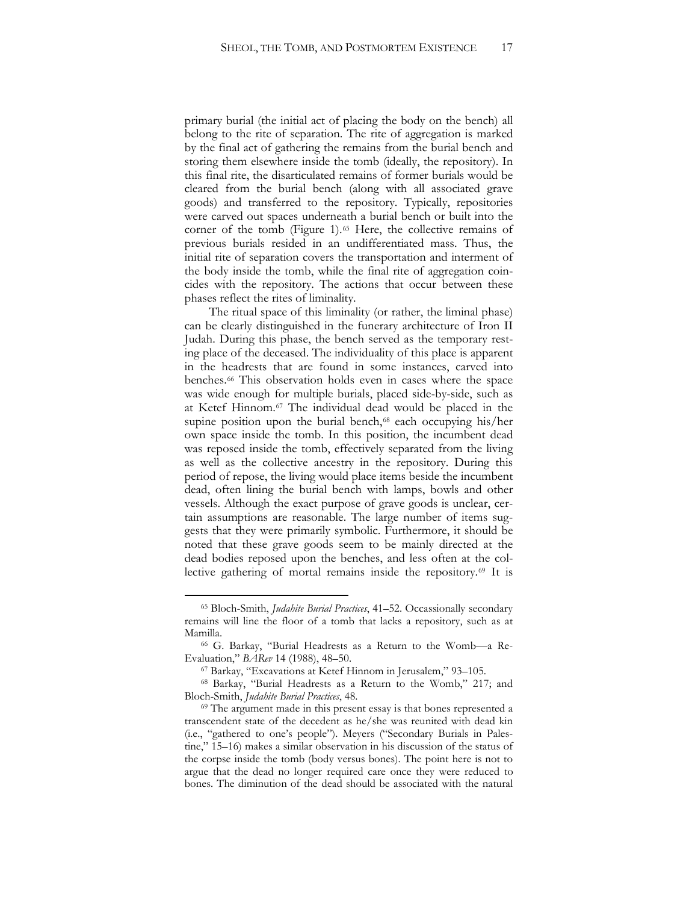primary burial (the initial act of placing the body on the bench) all belong to the rite of separation. The rite of aggregation is marked by the final act of gathering the remains from the burial bench and storing them elsewhere inside the tomb (ideally, the repository). In this final rite, the disarticulated remains of former burials would be cleared from the burial bench (along with all associated grave goods) and transferred to the repository. Typically, repositories were carved out spaces underneath a burial bench or built into the corner of the tomb (Figure 1).[65] Here, the collective remains of previous burials resided in an undifferentiated mass. Thus, the initial rite of separation covers the transportation and interment of the body inside the tomb, while the final rite of aggregation coincides with the repository. The actions that occur between these phases reflect the rites of liminality.

The ritual space of this liminality (or rather, the liminal phase) can be clearly distinguished in the funerary architecture of Iron II Judah. During this phase, the bench served as the temporary resting place of the deceased. The individuality of this place is apparent in the headrests that are found in some instances, carved into benches.[66] This observation holds even in cases where the space was wide enough for multiple burials, placed side-by-side, such as at Ketef Hinnom.[67] The individual dead would be placed in the supine position upon the burial bench,[68] each occupying his/her own space inside the tomb. In this position, the incumbent dead was reposed inside the tomb, effectively separated from the living as well as the collective ancestry in the repository. During this period of repose, the living would place items beside the incumbent dead, often lining the burial bench with lamps, bowls and other vessels. Although the exact purpose of grave goods is unclear, certain assumptions are reasonable. The large number of items suggests that they were primarily symbolic. Furthermore, it should be noted that these grave goods seem to be mainly directed at the dead bodies reposed upon the benches, and less often at the collective gathering of mortal remains inside the repository.[69] It is

---

[65] Bloch-Smith, *Judahite Burial Practices*, 41–52. Occassionally secondary remains will line the floor of a tomb that lacks a repository, such as at Mamilla.

[66] G. Barkay, "Burial Headrests as a Return to the Womb—a Re-Evaluation," *BARev* 14 (1988), 48–50.

[67] Barkay, "Excavations at Ketef Hinnom in Jerusalem," 93–105.

[68] Barkay, "Burial Headrests as a Return to the Womb," 217; and Bloch-Smith, *Judahite Burial Practices*, 48.

[69] The argument made in this present essay is that bones represented a transcendent state of the decedent as he/she was reunited with dead kin (i.e., "gathered to one's people"). Meyers ("Secondary Burials in Palestine," 15–16) makes a similar observation in his discussion of the status of the corpse inside the tomb (body versus bones). The point here is not to argue that the dead no longer required care once they were reduced to bones. The diminution of the dead should be associated with the natural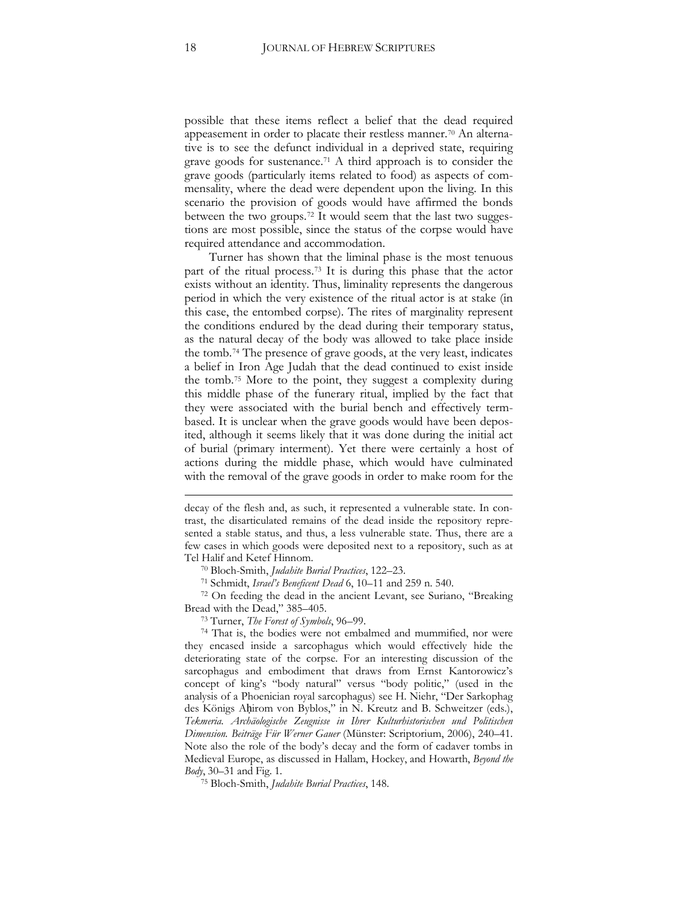possible that these items reflect a belief that the dead required appeasement in order to placate their restless manner.[70] An alternative is to see the defunct individual in a deprived state, requiring grave goods for sustenance.[71] A third approach is to consider the grave goods (particularly items related to food) as aspects of commensality, where the dead were dependent upon the living. In this scenario the provision of goods would have affirmed the bonds between the two groups.[72] It would seem that the last two suggestions are most possible, since the status of the corpse would have required attendance and accommodation.

Turner has shown that the liminal phase is the most tenuous part of the ritual process.[73] It is during this phase that the actor exists without an identity. Thus, liminality represents the dangerous period in which the very existence of the ritual actor is at stake (in this case, the entombed corpse). The rites of marginality represent the conditions endured by the dead during their temporary status, as the natural decay of the body was allowed to take place inside the tomb.[74] The presence of grave goods, at the very least, indicates a belief in Iron Age Judah that the dead continued to exist inside the tomb.[75] More to the point, they suggest a complexity during this middle phase of the funerary ritual, implied by the fact that they were associated with the burial bench and effectively term-based. It is unclear when the grave goods would have been deposited, although it seems likely that it was done during the initial act of burial (primary interment). Yet there were certainly a host of actions during the middle phase, which would have culminated with the removal of the grave goods in order to make room for the

---

decay of the flesh and, as such, it represented a vulnerable state. In contrast, the disarticulated remains of the dead inside the repository represented a stable status, and thus, a less vulnerable state. Thus, there are a few cases in which goods were deposited next to a repository, such as at Tel Halif and Ketef Hinnom.

[70] Bloch-Smith, *Judahite Burial Practices*, 122–23.

[71] Schmidt, *Israel's Beneficent Dead* 6, 10–11 and 259 n. 540.

[72] On feeding the dead in the ancient Levant, see Suriano, "Breaking Bread with the Dead," 385–405.

[73] Turner, *The Forest of Symbols*, 96–99.

[74] That is, the bodies were not embalmed and mummified, nor were they encased inside a sarcophagus which would effectively hide the deteriorating state of the corpse. For an interesting discussion of the sarcophagus and embodiment that draws from Ernst Kantorowicz's concept of king's "body natural" versus "body politic," (used in the analysis of a Phoenician royal sarcophagus) see H. Niehr, "Der Sarkophag des Königs Aḥirom von Byblos," in N. Kreutz and B. Schweitzer (eds.), *Tekmeria. Archäologische Zeugnisse in Ihrer Kulturhistorischen und Politischen Dimension. Beiträge Für Werner Gauer* (Münster: Scriptorium, 2006), 240–41. Note also the role of the body's decay and the form of cadaver tombs in Medieval Europe, as discussed in Hallam, Hockey, and Howarth, *Beyond the Body*, 30–31 and Fig. 1.

[75] Bloch-Smith, *Judahite Burial Practices*, 148.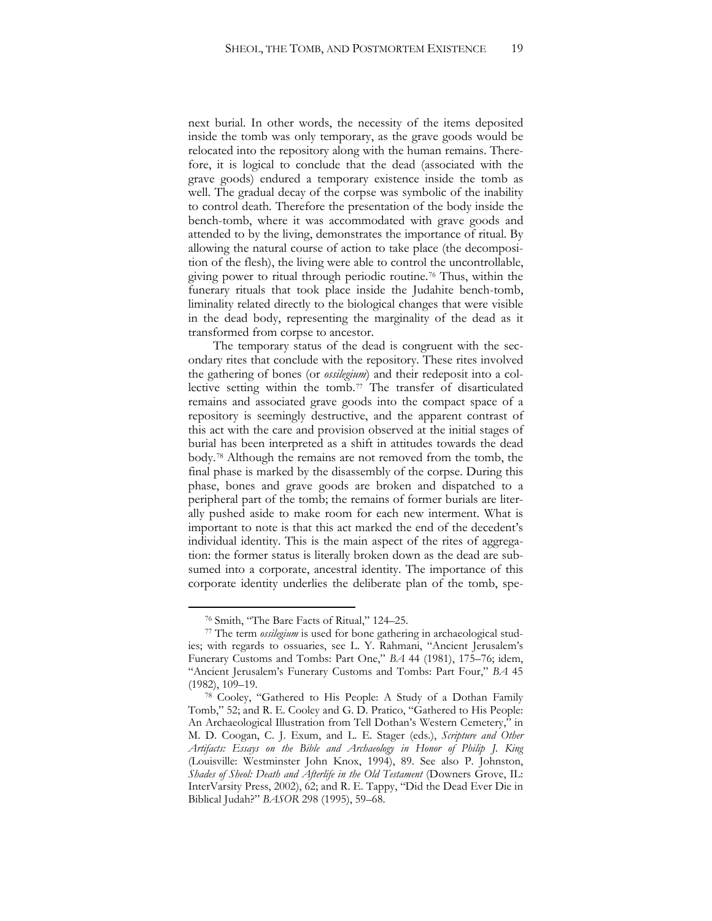next burial. In other words, the necessity of the items deposited inside the tomb was only temporary, as the grave goods would be relocated into the repository along with the human remains. Therefore, it is logical to conclude that the dead (associated with the grave goods) endured a temporary existence inside the tomb as well. The gradual decay of the corpse was symbolic of the inability to control death. Therefore the presentation of the body inside the bench-tomb, where it was accommodated with grave goods and attended to by the living, demonstrates the importance of ritual. By allowing the natural course of action to take place (the decomposition of the flesh), the living were able to control the uncontrollable, giving power to ritual through periodic routine.[76] Thus, within the funerary rituals that took place inside the Judahite bench-tomb, liminality related directly to the biological changes that were visible in the dead body, representing the marginality of the dead as it transformed from corpse to ancestor.

The temporary status of the dead is congruent with the secondary rites that conclude with the repository. These rites involved the gathering of bones (or *ossilegium*) and their redeposit into a collective setting within the tomb.[77] The transfer of disarticulated remains and associated grave goods into the compact space of a repository is seemingly destructive, and the apparent contrast of this act with the care and provision observed at the initial stages of burial has been interpreted as a shift in attitudes towards the dead body.[78] Although the remains are not removed from the tomb, the final phase is marked by the disassembly of the corpse. During this phase, bones and grave goods are broken and dispatched to a peripheral part of the tomb; the remains of former burials are literally pushed aside to make room for each new interment. What is important to note is that this act marked the end of the decedent's individual identity. This is the main aspect of the rites of aggregation: the former status is literally broken down as the dead are subsumed into a corporate, ancestral identity. The importance of this corporate identity underlies the deliberate plan of the tomb, spe-

---

[76] Smith, "The Bare Facts of Ritual," 124–25.

[77] The term *ossilegium* is used for bone gathering in archaeological studies; with regards to ossuaries, see L. Y. Rahmani, "Ancient Jerusalem's Funerary Customs and Tombs: Part One," *BA* 44 (1981), 175–76; idem, "Ancient Jerusalem's Funerary Customs and Tombs: Part Four," *BA* 45 (1982), 109–19.

[78] Cooley, "Gathered to His People: A Study of a Dothan Family Tomb," 52; and R. E. Cooley and G. D. Pratico, "Gathered to His People: An Archaeological Illustration from Tell Dothan's Western Cemetery," in M. D. Coogan, C. J. Exum, and L. E. Stager (eds.), *Scripture and Other Artifacts: Essays on the Bible and Archaeology in Honor of Philip J. King* (Louisville: Westminster John Knox, 1994), 89. See also P. Johnston, *Shades of Sheol: Death and Afterlife in the Old Testament* (Downers Grove, IL: InterVarsity Press, 2002), 62; and R. E. Tappy, "Did the Dead Ever Die in Biblical Judah?" *BASOR* 298 (1995), 59–68.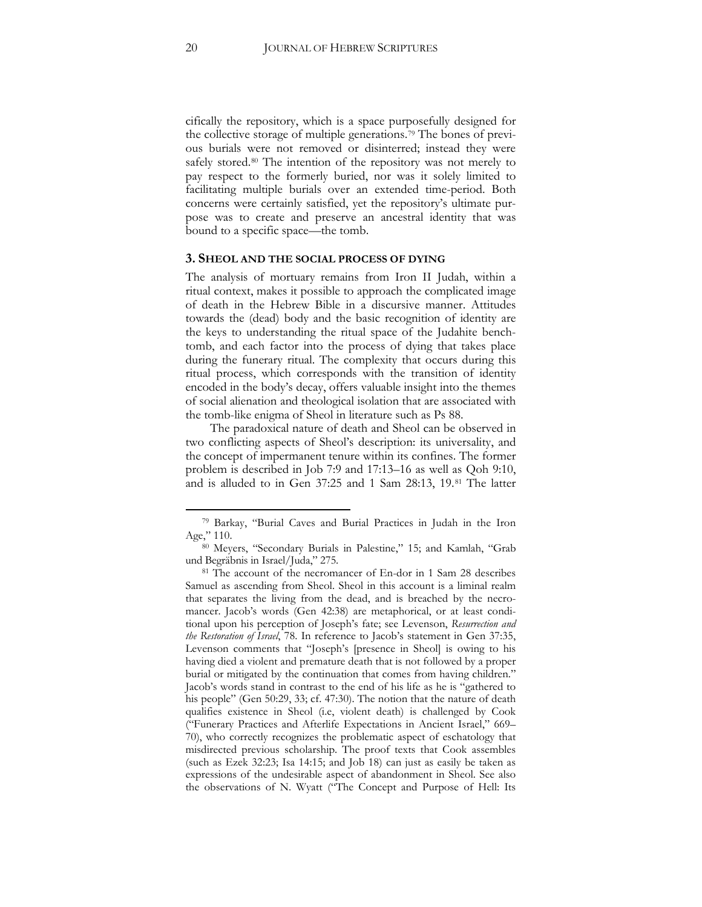cifically the repository, which is a space purposefully designed for the collective storage of multiple generations.[79] The bones of previous burials were not removed or disinterred; instead they were safely stored.[80] The intention of the repository was not merely to pay respect to the formerly buried, nor was it solely limited to facilitating multiple burials over an extended time-period. Both concerns were certainly satisfied, yet the repository's ultimate purpose was to create and preserve an ancestral identity that was bound to a specific space—the tomb.

## 3. Sheol and the Social Process of Dying

The analysis of mortuary remains from Iron II Judah, within a ritual context, makes it possible to approach the complicated image of death in the Hebrew Bible in a discursive manner. Attitudes towards the (dead) body and the basic recognition of identity are the keys to understanding the ritual space of the Judahite bench-tomb, and each factor into the process of dying that takes place during the funerary ritual. The complexity that occurs during this ritual process, which corresponds with the transition of identity encoded in the body's decay, offers valuable insight into the themes of social alienation and theological isolation that are associated with the tomb-like enigma of Sheol in literature such as Ps 88.

The paradoxical nature of death and Sheol can be observed in two conflicting aspects of Sheol's description: its universality, and the concept of impermanent tenure within its confines. The former problem is described in Job 7:9 and 17:13–16 as well as Qoh 9:10, and is alluded to in Gen 37:25 and 1 Sam 28:13, 19.[81] The latter

---

[79] Barkay, "Burial Caves and Burial Practices in Judah in the Iron Age," 110.

[80] Meyers, "Secondary Burials in Palestine," 15; and Kamlah, "Grab und Begräbnis in Israel/Juda," 275.

[81] The account of the necromancer of En-dor in 1 Sam 28 describes Samuel as ascending from Sheol. Sheol in this account is a liminal realm that separates the living from the dead, and is breached by the necromancer. Jacob's words (Gen 42:38) are metaphorical, or at least conditional upon his perception of Joseph's fate; see Levenson, *Resurrection and the Restoration of Israel*, 78. In reference to Jacob's statement in Gen 37:35, Levenson comments that "Joseph's [presence in Sheol] is owing to his having died a violent and premature death that is not followed by a proper burial or mitigated by the continuation that comes from having children." Jacob's words stand in contrast to the end of his life as he is "gathered to his people" (Gen 50:29, 33; cf. 47:30). The notion that the nature of death qualifies existence in Sheol (i.e, violent death) is challenged by Cook ("Funerary Practices and Afterlife Expectations in Ancient Israel," 669–70), who correctly recognizes the problematic aspect of eschatology that misdirected previous scholarship. The proof texts that Cook assembles (such as Ezek 32:23; Isa 14:15; and Job 18) can just as easily be taken as expressions of the undesirable aspect of abandonment in Sheol. See also the observations of N. Wyatt ("The Concept and Purpose of Hell: Its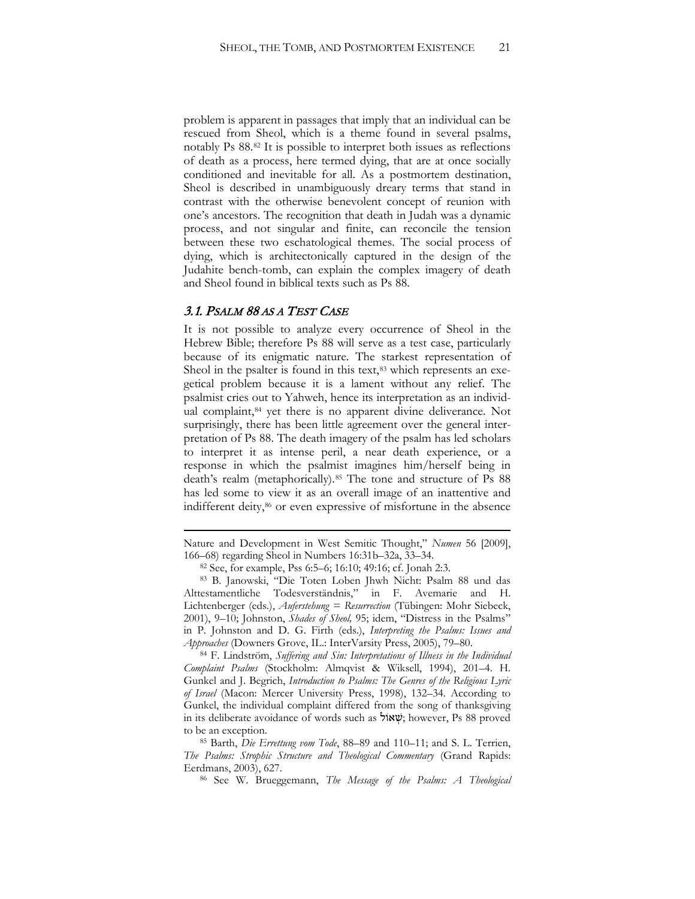problem is apparent in passages that imply that an individual can be rescued from Sheol, which is a theme found in several psalms, notably Ps 88.[82] It is possible to interpret both issues as reflections of death as a process, here termed dying, that are at once socially conditioned and inevitable for all. As a postmortem destination, Sheol is described in unambiguously dreary terms that stand in contrast with the otherwise benevolent concept of reunion with one's ancestors. The recognition that death in Judah was a dynamic process, and not singular and finite, can reconcile the tension between these two eschatological themes. The social process of dying, which is architectonically captured in the design of the Judahite bench-tomb, can explain the complex imagery of death and Sheol found in biblical texts such as Ps 88.

### 3.1. *Psalm 88 as a Test Case*

It is not possible to analyze every occurrence of Sheol in the Hebrew Bible; therefore Ps 88 will serve as a test case, particularly because of its enigmatic nature. The starkest representation of Sheol in the psalter is found in this text,[83] which represents an exegetical problem because it is a lament without any relief. The psalmist cries out to Yahweh, hence its interpretation as an individual complaint,[84] yet there is no apparent divine deliverance. Not surprisingly, there has been little agreement over the general interpretation of Ps 88. The death imagery of the psalm has led scholars to interpret it as intense peril, a near death experience, or a response in which the psalmist imagines him/herself being in death's realm (metaphorically).[85] The tone and structure of Ps 88 has led some to view it as an overall image of an inattentive and indifferent deity,[86] or even expressive of misfortune in the absence

---

Nature and Development in West Semitic Thought," *Numen* 56 [2009], 166–68) regarding Sheol in Numbers 16:31b–32a, 33–34.

[82] See, for example, Pss 6:5–6; 16:10; 49:16; cf. Jonah 2:3.

[83] B. Janowski, "Die Toten Loben Jhwh Nicht: Psalm 88 und das Alttestamentliche Todesverständnis," in F. Avemarie and H. Lichtenberger (eds.), *Auferstehung = Resurrection* (Tübingen: Mohr Siebeck, 2001), 9–10; Johnston, *Shades of Sheol,* 95; idem, "Distress in the Psalms" in P. Johnston and D. G. Firth (eds.), *Interpreting the Psalms: Issues and Approaches* (Downers Grove, IL.: InterVarsity Press, 2005), 79–80.

[84] F. Lindström, *Suffering and Sin: Interpretations of Illness in the Individual Complaint Psalms* (Stockholm: Almqvist & Wiksell, 1994), 201–4. H. Gunkel and J. Begrich, *Introduction to Psalms: The Genres of the Religious Lyric of Israel* (Macon: Mercer University Press, 1998), 132–34. According to Gunkel, the individual complaint differed from the song of thanksgiving in its deliberate avoidance of words such as שְׁאוֹל; however, Ps 88 proved to be an exception.

[85] Barth, *Die Errettung vom Tode*, 88–89 and 110–11; and S. L. Terrien, *The Psalms: Strophic Structure and Theological Commentary* (Grand Rapids: Eerdmans, 2003), 627.

[86] See W. Brueggemann, *The Message of the Psalms: A Theological*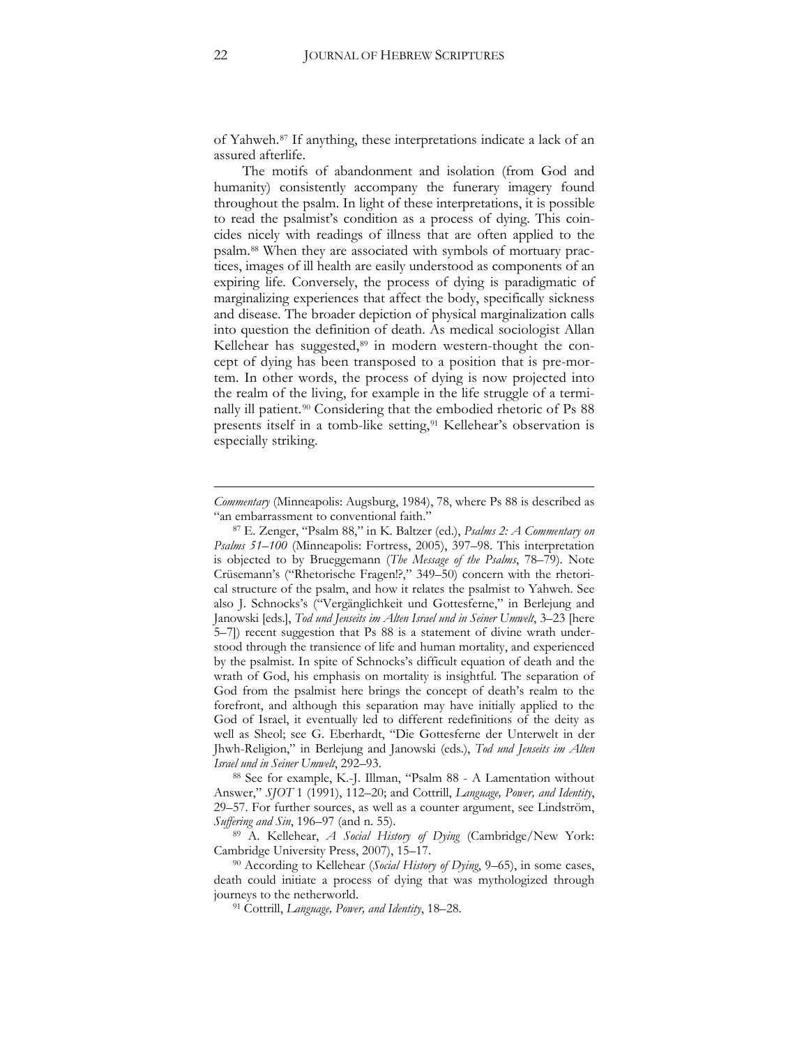of Yahweh.[87] If anything, these interpretations indicate a lack of an assured afterlife.

The motifs of abandonment and isolation (from God and humanity) consistently accompany the funerary imagery found throughout the psalm. In light of these interpretations, it is possible to read the psalmist's condition as a process of dying. This coincides nicely with readings of illness that are often applied to the psalm.[88] When they are associated with symbols of mortuary practices, images of ill health are easily understood as components of an expiring life. Conversely, the process of dying is paradigmatic of marginalizing experiences that affect the body, specifically sickness and disease. The broader depiction of physical marginalization calls into question the definition of death. As medical sociologist Allan Kellehear has suggested,[89] in modern western-thought the concept of dying has been transposed to a position that is pre-mortem. In other words, the process of dying is now projected into the realm of the living, for example in the life struggle of a terminally ill patient.[90] Considering that the embodied rhetoric of Ps 88 presents itself in a tomb-like setting,[91] Kellehear's observation is especially striking.

---

*Commentary* (Minneapolis: Augsburg, 1984), 78, where Ps 88 is described as "an embarrassment to conventional faith."

[87] E. Zenger, "Psalm 88," in K. Baltzer (ed.), *Psalms 2: A Commentary on Psalms 51–100* (Minneapolis: Fortress, 2005), 397–98. This interpretation is objected to by Brueggemann (*The Message of the Psalms*, 78–79). Note Crüsemann's ("Rhetorische Fragen!?," 349–50) concern with the rhetorical structure of the psalm, and how it relates the psalmist to Yahweh. See also J. Schnocks's ("Vergänglichkeit und Gottesferne," in Berlejung and Janowski [eds.], *Tod und Jenseits im Alten Israel und in Seiner Umwelt*, 3–23 [here 5–7]) recent suggestion that Ps 88 is a statement of divine wrath understood through the transience of life and human mortality, and experienced by the psalmist. In spite of Schnocks's difficult equation of death and the wrath of God, his emphasis on mortality is insightful. The separation of God from the psalmist here brings the concept of death's realm to the forefront, and although this separation may have initially applied to the God of Israel, it eventually led to different redefinitions of the deity as well as Sheol; see G. Eberhardt, "Die Gottesferne der Unterwelt in der Jhwh-Religion," in Berlejung and Janowski (eds.), *Tod und Jenseits im Alten Israel und in Seiner Umwelt*, 292–93.

[88] See for example, K.-J. Illman, "Psalm 88 - A Lamentation without Answer," *SJOT* 1 (1991), 112–20; and Cottrill, *Language, Power, and Identity*, 29–57. For further sources, as well as a counter argument, see Lindström, *Suffering and Sin*, 196–97 (and n. 55).

[89] A. Kellehear, *A Social History of Dying* (Cambridge/New York: Cambridge University Press, 2007), 15–17.

[90] According to Kellehear (*Social History of Dying*, 9–65), in some cases, death could initiate a process of dying that was mythologized through journeys to the netherworld.

[91] Cottrill, *Language, Power, and Identity*, 18–28.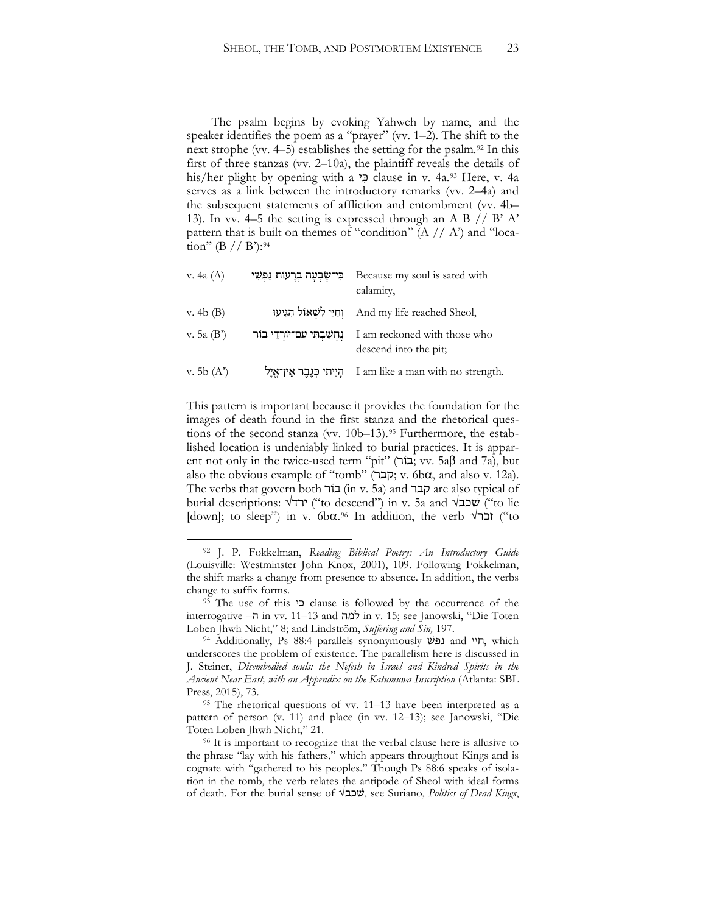The psalm begins by evoking Yahweh by name, and the speaker identifies the poem as a "prayer" (vv. 1–2). The shift to the next strophe (vv. 4–5) establishes the setting for the psalm.[92] In this first of three stanzas (vv. 2–10a), the plaintiff reveals the details of his/her plight by opening with a כִּי clause in v. 4a.[93] Here, v. 4a serves as a link between the introductory remarks (vv. 2–4a) and the subsequent statements of affliction and entombment (vv. 4b–13). In vv. 4–5 the setting is expressed through an A B // B' A' pattern that is built on themes of "condition" (A // A') and "location" (B // B'):[94]

| | | |
|---|---|---|
| v. 4a (A) | כִּי־שָׂבְעָה בְרָעוֹת נַפְשִׁי | Because my soul is sated with calamity, |
| v. 4b (B) | וְחַיַּי לִשְׁאוֹל הִגִּיעוּ | And my life reached Sheol, |
| v. 5a (B') | נֶחְשַׁבְתִּי עִם־יוֹרְדֵי בוֹר | I am reckoned with those who descend into the pit; |
| v. 5b (A') | הָיִיתִי כְּגֶבֶר אֵין־אֱיָל | I am like a man with no strength. |

This pattern is important because it provides the foundation for the images of death found in the first stanza and the rhetorical questions of the second stanza (vv. 10b–13).[95] Furthermore, the established location is undeniably linked to burial practices. It is apparent not only in the twice-used term "pit" (בּוֹר; vv. 5aβ and 7a), but also the obvious example of "tomb" (קבר; v. 6bα, and also v. 12a). The verbs that govern both בּוֹר (in v. 5a) and קבר are also typical of burial descriptions: √ירד ("to descend") in v. 5a and √שׁכב ("to lie [down]; to sleep") in v. 6bα.[96] In addition, the verb √זכר ("to

---

[92] J. P. Fokkelman, *Reading Biblical Poetry: An Introductory Guide* (Louisville: Westminster John Knox, 2001), 109. Following Fokkelman, the shift marks a change from presence to absence. In addition, the verbs change to suffix forms.

[93] The use of this כי clause is followed by the occurrence of the interrogative –ה in vv. 11–13 and למה in v. 15; see Janowski, "Die Toten Loben Jhwh Nicht," 8; and Lindström, *Suffering and Sin,* 197.

[94] Additionally, Ps 88:4 parallels synonymously נפשׁ and חיי, which underscores the problem of existence. The parallelism here is discussed in J. Steiner, *Disembodied souls: the Nefesh in Israel and Kindred Spirits in the Ancient Near East, with an Appendix on the Katumuwa Inscription* (Atlanta: SBL Press, 2015), 73.

[95] The rhetorical questions of vv. 11–13 have been interpreted as a pattern of person (v. 11) and place (in vv. 12–13); see Janowski, "Die Toten Loben Jhwh Nicht," 21.

[96] It is important to recognize that the verbal clause here is allusive to the phrase "lay with his fathers," which appears throughout Kings and is cognate with "gathered to his peoples." Though Ps 88:6 speaks of isolation in the tomb, the verb relates the antipode of Sheol with ideal forms of death. For the burial sense of √שׁכב, see Suriano, *Politics of Dead Kings*,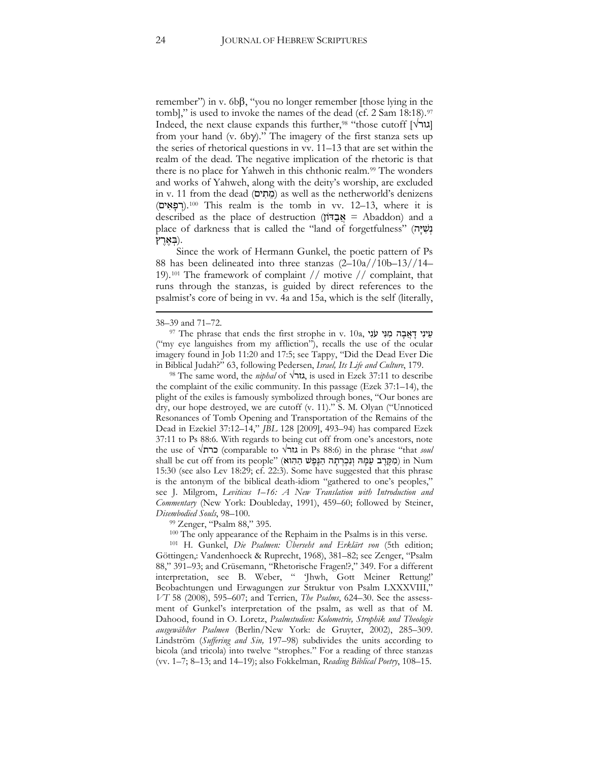remember") in v. 6bβ, "you no longer remember [those lying in the tomb]," is used to invoke the names of the dead (cf. 2 Sam 18:18).[97] Indeed, the next clause expands this further,[98] "those cutoff [√גזר] from your hand (v. 6bγ)." The imagery of the first stanza sets up the series of rhetorical questions in vv. 11–13 that are set within the realm of the dead. The negative implication of the rhetoric is that there is no place for Yahweh in this chthonic realm.[99] The wonders and works of Yahweh, along with the deity's worship, are excluded in v. 11 from the dead (מֵתִים) as well as the netherworld's denizens (רְפָאִים).[100] This realm is the tomb in vv. 12–13, where it is described as the place of destruction (אֲבַדּוֹן = Abaddon) and a place of darkness that is called the "land of forgetfulness" (בְּאֶרֶץ נְשִׁיָּה).

Since the work of Hermann Gunkel, the poetic pattern of Ps 88 has been delineated into three stanzas (2–10a//10b–13//14–19).[101] The framework of complaint // motive // complaint, that runs through the stanzas, is guided by direct references to the psalmist's core of being in vv. 4a and 15a, which is the self (literally,

---

38–39 and 71–72.

[97] The phrase that ends the first strophe in v. 10a, עֵינִי דָאֲבָה מִנִּי עֹנִי ("my eye languishes from my affliction"), recalls the use of the ocular imagery found in Job 11:20 and 17:5; see Tappy, "Did the Dead Ever Die in Biblical Judah?" 63, following Pedersen, *Israel, Its Life and Culture*, 179.

[98] The same word, the *niphal* of √גזר, is used in Ezek 37:11 to describe the complaint of the exilic community. In this passage (Ezek 37:1–14), the plight of the exiles is famously symbolized through bones, "Our bones are dry, our hope destroyed, we are cutoff (v. 11)." S. M. Olyan ("Unnoticed Resonances of Tomb Opening and Transportation of the Remains of the Dead in Ezekiel 37:12–14," *JBL* 128 [2009], 493–94) has compared Ezek 37:11 to Ps 88:6. With regards to being cut off from one's ancestors, note the use of √כרת (comparable to √גזר in Ps 88:6) in the phrase "that *soul* shall be cut off from its people" (מִקֶּרֶב עַמָּהּ וְנִכְרְתָה הַנֶּפֶשׁ הַהִוא) in Num 15:30 (see also Lev 18:29; cf. 22:3). Some have suggested that this phrase is the antonym of the biblical death-idiom "gathered to one's peoples," see J. Milgrom, *Leviticus 1–16: A New Translation with Introduction and Commentary* (New York: Doubleday, 1991), 459–60; followed by Steiner, *Disembodied Souls*, 98–100.

[99] Zenger, "Psalm 88," 395.

[100] The only appearance of the Rephaim in the Psalms is in this verse.

[101] H. Gunkel, *Die Psalmen: Übersetzt und Erklärt von* (5th edition; Göttingen,: Vandenhoeck & Ruprecht, 1968), 381–82; see Zenger, "Psalm 88," 391–93; and Crüsemann, "Rhetorische Fragen!?," 349. For a different interpretation, see B. Weber, " 'Jhwh, Gott Meiner Rettung!' Beobachtungen und Erwagungen zur Struktur von Psalm LXXXVIII," *VT* 58 (2008), 595–607; and Terrien, *The Psalms*, 624–30. See the assessment of Gunkel's interpretation of the psalm, as well as that of M. Dahood, found in O. Loretz, *Psalmstudien: Kolometrie, Strophik und Theologie ausgewählter Psalmen* (Berlin/New York: de Gruyter, 2002), 285–309. Lindström (*Suffering and Sin,* 197–98) subdivides the units according to bicola (and tricola) into twelve "strophes." For a reading of three stanzas (vv. 1–7; 8–13; and 14–19); also Fokkelman, *Reading Biblical Poetry*, 108–15.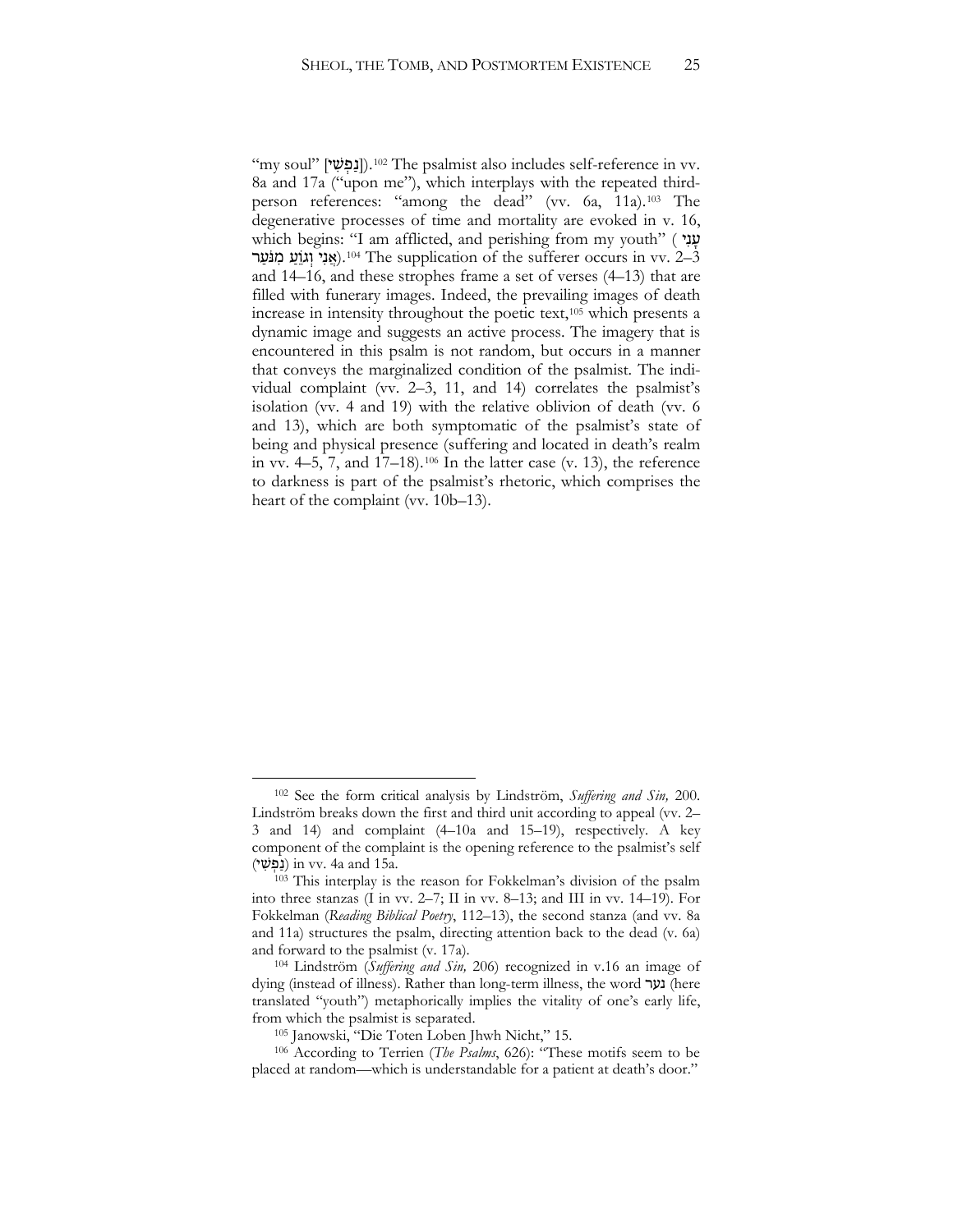"my soul" [נַפְשִׁי]).[102] The psalmist also includes self-reference in vv. 8a and 17a ("upon me"), which interplays with the repeated third-person references: "among the dead" (vv. 6a, 11a).[103] The degenerative processes of time and mortality are evoked in v. 16, which begins: "I am afflicted, and perishing from my youth" (עָנִי אֲנִי וְגֹוֵעַ מִנֹּעַר).[104] The supplication of the sufferer occurs in vv. 2–3 and 14–16, and these strophes frame a set of verses (4–13) that are filled with funerary images. Indeed, the prevailing images of death increase in intensity throughout the poetic text,[105] which presents a dynamic image and suggests an active process. The imagery that is encountered in this psalm is not random, but occurs in a manner that conveys the marginalized condition of the psalmist. The individual complaint (vv. 2–3, 11, and 14) correlates the psalmist's isolation (vv. 4 and 19) with the relative oblivion of death (vv. 6 and 13), which are both symptomatic of the psalmist's state of being and physical presence (suffering and located in death's realm in vv. 4–5, 7, and 17–18).[106] In the latter case (v. 13), the reference to darkness is part of the psalmist's rhetoric, which comprises the heart of the complaint (vv. 10b–13).

---

[102] See the form critical analysis by Lindström, *Suffering and Sin,* 200. Lindström breaks down the first and third unit according to appeal (vv. 2–3 and 14) and complaint (4–10a and 15–19), respectively. A key component of the complaint is the opening reference to the psalmist's self (נַפְשִׁי) in vv. 4a and 15a.

[103] This interplay is the reason for Fokkelman's division of the psalm into three stanzas (I in vv. 2–7; II in vv. 8–13; and III in vv. 14–19). For Fokkelman (*Reading Biblical Poetry*, 112–13), the second stanza (and vv. 8a and 11a) structures the psalm, directing attention back to the dead (v. 6a) and forward to the psalmist (v. 17a).

[104] Lindström (*Suffering and Sin,* 206) recognized in v.16 an image of dying (instead of illness). Rather than long-term illness, the word נער (here translated "youth") metaphorically implies the vitality of one's early life, from which the psalmist is separated.

[105] Janowski, "Die Toten Loben Jhwh Nicht," 15.

[106] According to Terrien (*The Psalms*, 626): "These motifs seem to be placed at random—which is understandable for a patient at death's door."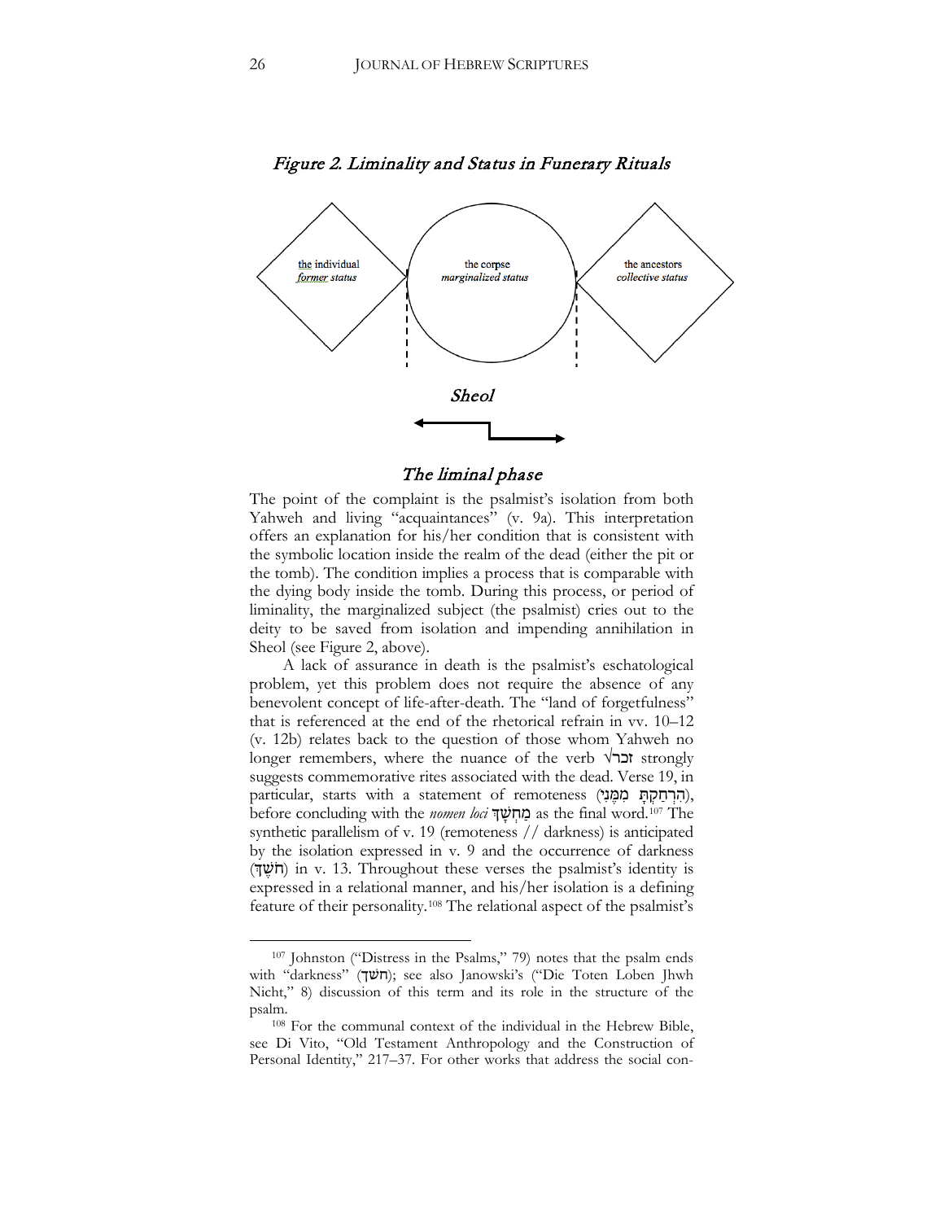*Figure 2. Liminality and Status in Funerary Rituals*

the individual
*former status*

the corpse
*marginalized status*

the ancestors
*collective status*

*Sheol*

*The liminal phase*

The point of the complaint is the psalmist's isolation from both Yahweh and living "acquaintances" (v. 9a). This interpretation offers an explanation for his/her condition that is consistent with the symbolic location inside the realm of the dead (either the pit or the tomb). The condition implies a process that is comparable with the dying body inside the tomb. During this process, or period of liminality, the marginalized subject (the psalmist) cries out to the deity to be saved from isolation and impending annihilation in Sheol (see Figure 2, above).

A lack of assurance in death is the psalmist's eschatological problem, yet this problem does not require the absence of any benevolent concept of life-after-death. The "land of forgetfulness" that is referenced at the end of the rhetorical refrain in vv. 10–12 (v. 12b) relates back to the question of those whom Yahweh no longer remembers, where the nuance of the verb √זכר strongly suggests commemorative rites associated with the dead. Verse 19, in particular, starts with a statement of remoteness (הִרְחַקְתָּ מִמֶּנִּי), before concluding with the *nomen loci* מַחְשָׁךְ as the final word.[107] The synthetic parallelism of v. 19 (remoteness // darkness) is anticipated by the isolation expressed in v. 9 and the occurrence of darkness (חֹשֶׁךְ) in v. 13. Throughout these verses the psalmist's identity is expressed in a relational manner, and his/her isolation is a defining feature of their personality.[108] The relational aspect of the psalmist's

[107] Johnston ("Distress in the Psalms," 79) notes that the psalm ends with "darkness" (חשך); see also Janowski's ("Die Toten Loben Jhwh Nicht," 8) discussion of this term and its role in the structure of the psalm.

[108] For the communal context of the individual in the Hebrew Bible, see Di Vito, "Old Testament Anthropology and the Construction of Personal Identity," 217–37. For other works that address the social con-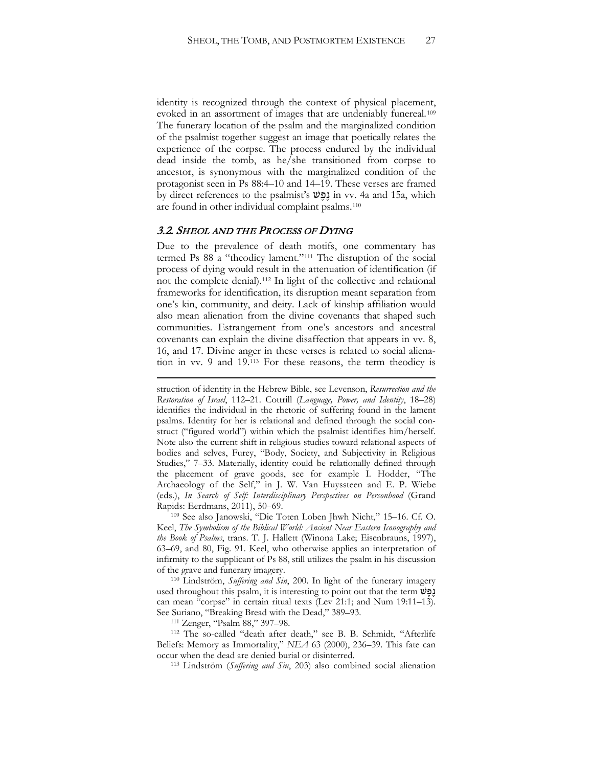identity is recognized through the context of physical placement, evoked in an assortment of images that are undeniably funereal.[109] The funerary location of the psalm and the marginalized condition of the psalmist together suggest an image that poetically relates the experience of the corpse. The process endured by the individual dead inside the tomb, as he/she transitioned from corpse to ancestor, is synonymous with the marginalized condition of the protagonist seen in Ps 88:4–10 and 14–19. These verses are framed by direct references to the psalmist's נֶפֶשׁ in vv. 4a and 15a, which are found in other individual complaint psalms.[110]

## *3.2. Sheol and the Process of Dying*

Due to the prevalence of death motifs, one commentary has termed Ps 88 a "theodicy lament."[111] The disruption of the social process of dying would result in the attenuation of identification (if not the complete denial).[112] In light of the collective and relational frameworks for identification, its disruption meant separation from one's kin, community, and deity. Lack of kinship affiliation would also mean alienation from the divine covenants that shaped such communities. Estrangement from one's ancestors and ancestral covenants can explain the divine disaffection that appears in vv. 8, 16, and 17. Divine anger in these verses is related to social alienation in vv. 9 and 19.[113] For these reasons, the term theodicy is

---

struction of identity in the Hebrew Bible, see Levenson, *Resurrection and the Restoration of Israel*, 112–21. Cottrill (*Language, Power, and Identity*, 18–28) identifies the individual in the rhetoric of suffering found in the lament psalms. Identity for her is relational and defined through the social construct ("figured world") within which the psalmist identifies him/herself. Note also the current shift in religious studies toward relational aspects of bodies and selves, Furey, "Body, Society, and Subjectivity in Religious Studies," 7–33. Materially, identity could be relationally defined through the placement of grave goods, see for example I. Hodder, "The Archaeology of the Self," in J. W. Van Huyssteen and E. P. Wiebe (eds.), *In Search of Self: Interdisciplinary Perspectives on Personhood* (Grand Rapids: Eerdmans, 2011), 50–69.

[109] See also Janowski, "Die Toten Loben Jhwh Nicht," 15–16. Cf. O. Keel, *The Symbolism of the Biblical World: Ancient Near Eastern Iconography and the Book of Psalms*, trans. T. J. Hallett (Winona Lake; Eisenbrauns, 1997), 63–69, and 80, Fig. 91. Keel, who otherwise applies an interpretation of infirmity to the supplicant of Ps 88, still utilizes the psalm in his discussion of the grave and funerary imagery.

[110] Lindström, *Suffering and Sin*, 200. In light of the funerary imagery used throughout this psalm, it is interesting to point out that the term נֶפֶשׁ can mean "corpse" in certain ritual texts (Lev 21:1; and Num 19:11–13). See Suriano, "Breaking Bread with the Dead," 389–93.

[111] Zenger, "Psalm 88," 397–98.

[112] The so-called "death after death," see B. B. Schmidt, "Afterlife Beliefs: Memory as Immortality," *NEA* 63 (2000), 236–39. This fate can occur when the dead are denied burial or disinterred.

[113] Lindström (*Suffering and Sin*, 203) also combined social alienation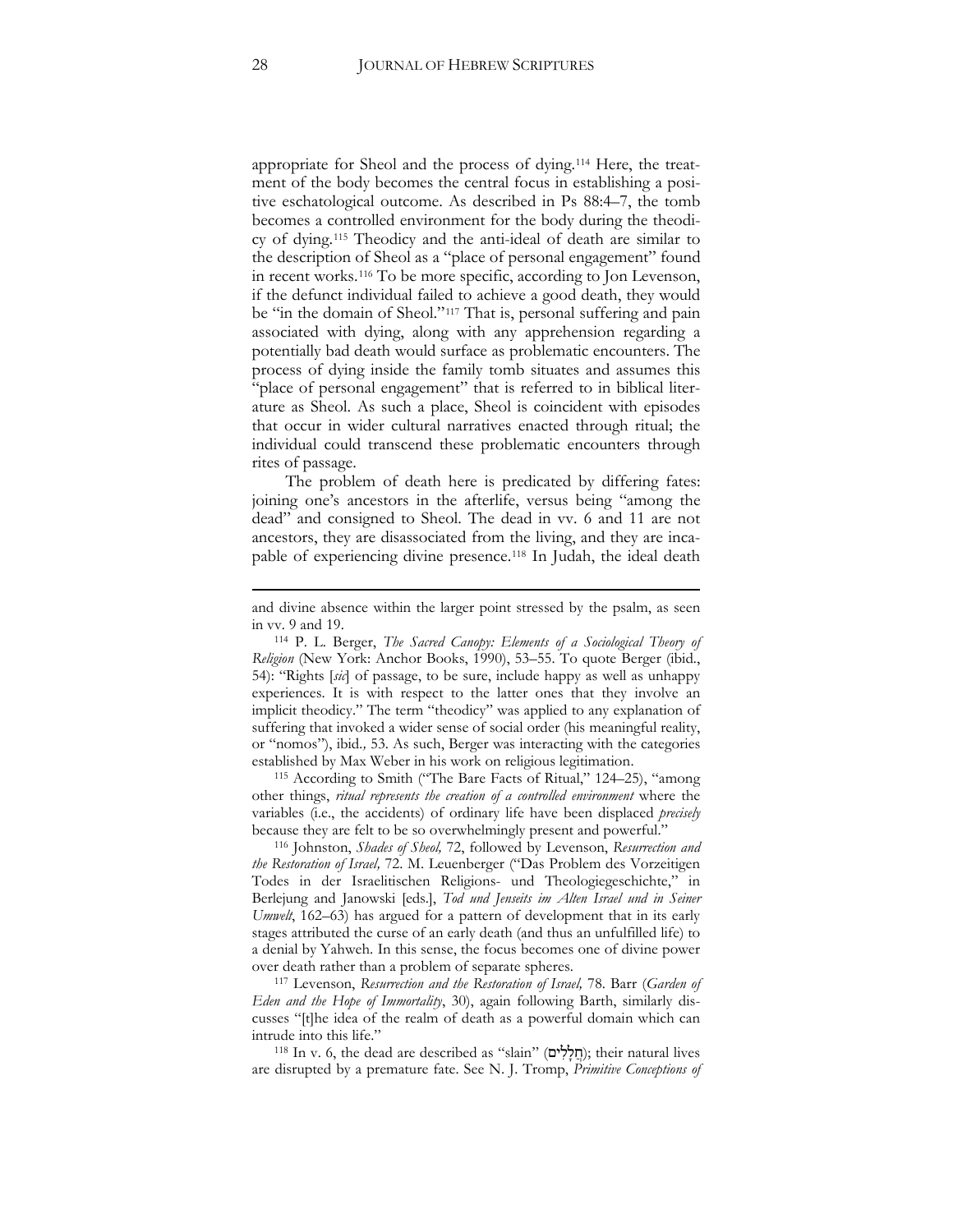appropriate for Sheol and the process of dying.[114] Here, the treatment of the body becomes the central focus in establishing a positive eschatological outcome. As described in Ps 88:4–7, the tomb becomes a controlled environment for the body during the theodicy of dying.[115] Theodicy and the anti-ideal of death are similar to the description of Sheol as a "place of personal engagement" found in recent works.[116] To be more specific, according to Jon Levenson, if the defunct individual failed to achieve a good death, they would be "in the domain of Sheol."[117] That is, personal suffering and pain associated with dying, along with any apprehension regarding a potentially bad death would surface as problematic encounters. The process of dying inside the family tomb situates and assumes this "place of personal engagement" that is referred to in biblical literature as Sheol. As such a place, Sheol is coincident with episodes that occur in wider cultural narratives enacted through ritual; the individual could transcend these problematic encounters through rites of passage.

The problem of death here is predicated by differing fates: joining one's ancestors in the afterlife, versus being "among the dead" and consigned to Sheol. The dead in vv. 6 and 11 are not ancestors, they are disassociated from the living, and they are incapable of experiencing divine presence.[118] In Judah, the ideal death

---

and divine absence within the larger point stressed by the psalm, as seen in vv. 9 and 19.

[114] P. L. Berger, *The Sacred Canopy: Elements of a Sociological Theory of Religion* (New York: Anchor Books, 1990), 53–55. To quote Berger (ibid., 54): "Rights [*sic*] of passage, to be sure, include happy as well as unhappy experiences. It is with respect to the latter ones that they involve an implicit theodicy." The term "theodicy" was applied to any explanation of suffering that invoked a wider sense of social order (his meaningful reality, or "nomos"), ibid., 53. As such, Berger was interacting with the categories established by Max Weber in his work on religious legitimation.

[115] According to Smith ("The Bare Facts of Ritual," 124–25), "among other things, *ritual represents the creation of a controlled environment* where the variables (i.e., the accidents) of ordinary life have been displaced *precisely* because they are felt to be so overwhelmingly present and powerful."

[116] Johnston, *Shades of Sheol,* 72, followed by Levenson, *Resurrection and the Restoration of Israel,* 72. M. Leuenberger ("Das Problem des Vorzeitigen Todes in der Israelitischen Religions- und Theologiegeschichte," in Berlejung and Janowski [eds.], *Tod und Jenseits im Alten Israel und in Seiner Umwelt*, 162–63) has argued for a pattern of development that in its early stages attributed the curse of an early death (and thus an unfulfilled life) to a denial by Yahweh. In this sense, the focus becomes one of divine power over death rather than a problem of separate spheres.

[117] Levenson, *Resurrection and the Restoration of Israel,* 78. Barr (*Garden of Eden and the Hope of Immortality*, 30), again following Barth, similarly discusses "[t]he idea of the realm of death as a powerful domain which can intrude into this life."

[118] In v. 6, the dead are described as "slain" (חֲלָלִים); their natural lives are disrupted by a premature fate. See N. J. Tromp, *Primitive Conceptions of*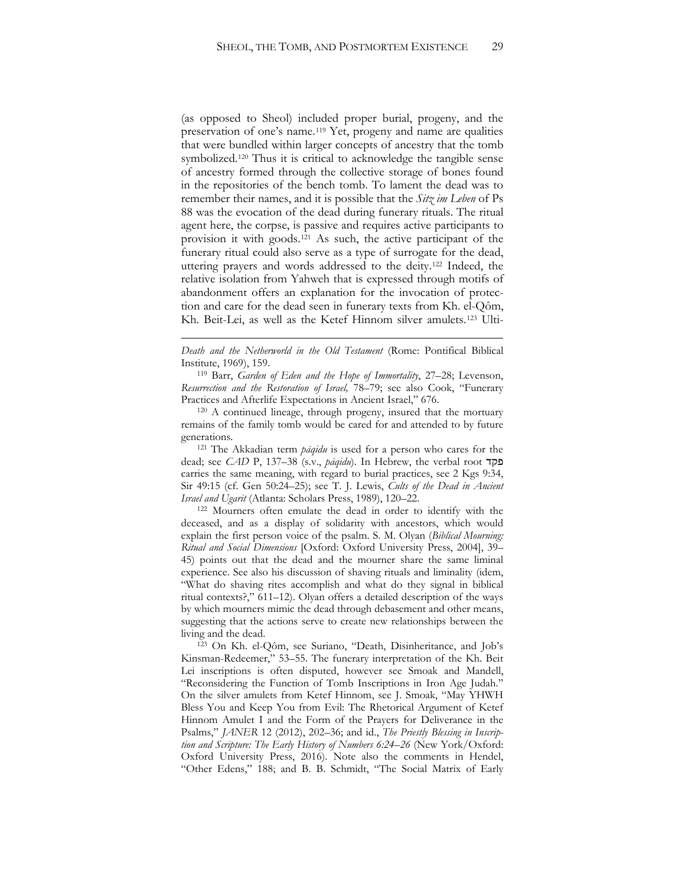(as opposed to Sheol) included proper burial, progeny, and the preservation of one's name.[119] Yet, progeny and name are qualities that were bundled within larger concepts of ancestry that the tomb symbolized.[120] Thus it is critical to acknowledge the tangible sense of ancestry formed through the collective storage of bones found in the repositories of the bench tomb. To lament the dead was to remember their names, and it is possible that the *Sitz im Leben* of Ps 88 was the evocation of the dead during funerary rituals. The ritual agent here, the corpse, is passive and requires active participants to provision it with goods.[121] As such, the active participant of the funerary ritual could also serve as a type of surrogate for the dead, uttering prayers and words addressed to the deity.[122] Indeed, the relative isolation from Yahweh that is expressed through motifs of abandonment offers an explanation for the invocation of protection and care for the dead seen in funerary texts from Kh. el-Qôm, Kh. Beit-Lei, as well as the Ketef Hinnom silver amulets.[123] Ulti-

---

*Death and the Netherworld in the Old Testament* (Rome: Pontifical Biblical Institute, 1969), 159.

[119] Barr, *Garden of Eden and the Hope of Immortality*, 27–28; Levenson, *Resurrection and the Restoration of Israel,* 78–79; see also Cook, "Funerary Practices and Afterlife Expectations in Ancient Israel," 676.

[120] A continued lineage, through progeny, insured that the mortuary remains of the family tomb would be cared for and attended to by future generations.

[121] The Akkadian term *pāqidu* is used for a person who cares for the dead; see *CAD* P, 137–38 (s.v., *pāqidu*). In Hebrew, the verbal root פקד carries the same meaning, with regard to burial practices, see 2 Kgs 9:34, Sir 49:15 (cf. Gen 50:24–25); see T. J. Lewis, *Cults of the Dead in Ancient Israel and Ugarit* (Atlanta: Scholars Press, 1989), 120–22.

[122] Mourners often emulate the dead in order to identify with the deceased, and as a display of solidarity with ancestors, which would explain the first person voice of the psalm. S. M. Olyan (*Biblical Mourning: Ritual and Social Dimensions* [Oxford: Oxford University Press, 2004], 39–45) points out that the dead and the mourner share the same liminal experience. See also his discussion of shaving rituals and liminality (idem, "What do shaving rites accomplish and what do they signal in biblical ritual contexts?," 611–12). Olyan offers a detailed description of the ways by which mourners mimic the dead through debasement and other means, suggesting that the actions serve to create new relationships between the living and the dead.

[123] On Kh. el-Qôm, see Suriano, "Death, Disinheritance, and Job's Kinsman-Redeemer," 53–55. The funerary interpretation of the Kh. Beit Lei inscriptions is often disputed, however see Smoak and Mandell, "Reconsidering the Function of Tomb Inscriptions in Iron Age Judah." On the silver amulets from Ketef Hinnom, see J. Smoak, "May YHWH Bless You and Keep You from Evil: The Rhetorical Argument of Ketef Hinnom Amulet I and the Form of the Prayers for Deliverance in the Psalms," *JANER* 12 (2012), 202–36; and id., *The Priestly Blessing in Inscription and Scripture: The Early History of Numbers 6:24–26* (New York/Oxford: Oxford University Press, 2016). Note also the comments in Hendel, "Other Edens," 188; and B. B. Schmidt, "The Social Matrix of Early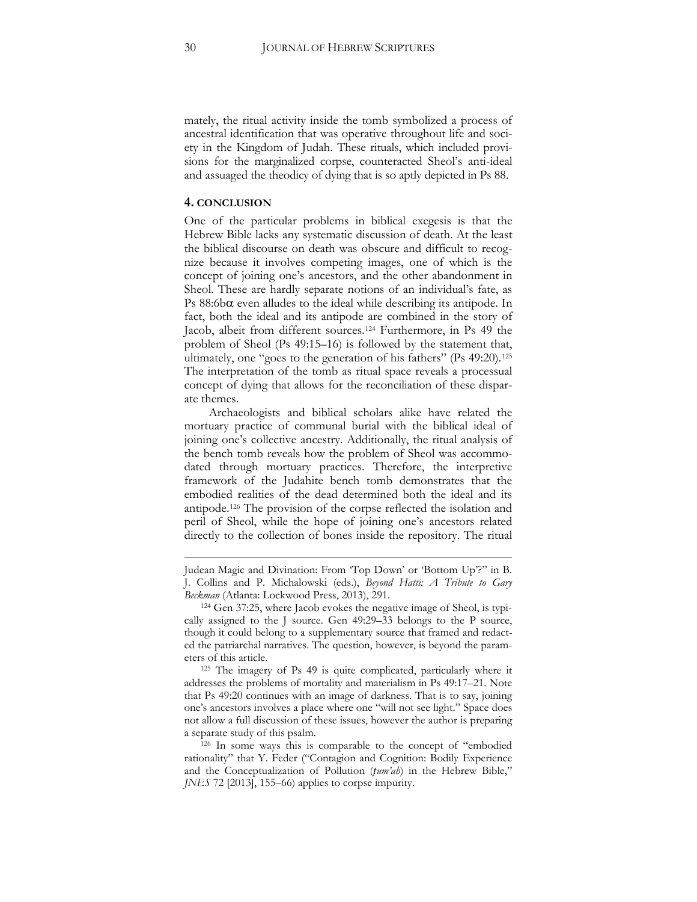mately, the ritual activity inside the tomb symbolized a process of ancestral identification that was operative throughout life and society in the Kingdom of Judah. These rituals, which included provisions for the marginalized corpse, counteracted Sheol's anti-ideal and assuaged the theodicy of dying that is so aptly depicted in Ps 88.

## 4. CONCLUSION

One of the particular problems in biblical exegesis is that the Hebrew Bible lacks any systematic discussion of death. At the least the biblical discourse on death was obscure and difficult to recognize because it involves competing images, one of which is the concept of joining one's ancestors, and the other abandonment in Sheol. These are hardly separate notions of an individual's fate, as Ps 88:6bα even alludes to the ideal while describing its antipode. In fact, both the ideal and its antipode are combined in the story of Jacob, albeit from different sources.[124] Furthermore, in Ps 49 the problem of Sheol (Ps 49:15–16) is followed by the statement that, ultimately, one "goes to the generation of his fathers" (Ps 49:20).[125] The interpretation of the tomb as ritual space reveals a processual concept of dying that allows for the reconciliation of these disparate themes.

Archaeologists and biblical scholars alike have related the mortuary practice of communal burial with the biblical ideal of joining one's collective ancestry. Additionally, the ritual analysis of the bench tomb reveals how the problem of Sheol was accommodated through mortuary practices. Therefore, the interpretive framework of the Judahite bench tomb demonstrates that the embodied realities of the dead determined both the ideal and its antipode.[126] The provision of the corpse reflected the isolation and peril of Sheol, while the hope of joining one's ancestors related directly to the collection of bones inside the repository. The ritual

---

Judean Magic and Divination: From 'Top Down' or 'Bottom Up'?" in B. J. Collins and P. Michalowski (eds.), *Beyond Hatti: A Tribute to Gary Beckman* (Atlanta: Lockwood Press, 2013), 291.

[124] Gen 37:25, where Jacob evokes the negative image of Sheol, is typically assigned to the J source. Gen 49:29–33 belongs to the P source, though it could belong to a supplementary source that framed and redacted the patriarchal narratives. The question, however, is beyond the parameters of this article.

[125] The imagery of Ps 49 is quite complicated, particularly where it addresses the problems of mortality and materialism in Ps 49:17–21. Note that Ps 49:20 continues with an image of darkness. That is to say, joining one's ancestors involves a place where one "will not see light." Space does not allow a full discussion of these issues, however the author is preparing a separate study of this psalm.

[126] In some ways this is comparable to the concept of "embodied rationality" that Y. Feder ("Contagion and Cognition: Bodily Experience and the Conceptualization of Pollution (*ṭum'ah*) in the Hebrew Bible," *JNES* 72 [2013], 155–66) applies to corpse impurity.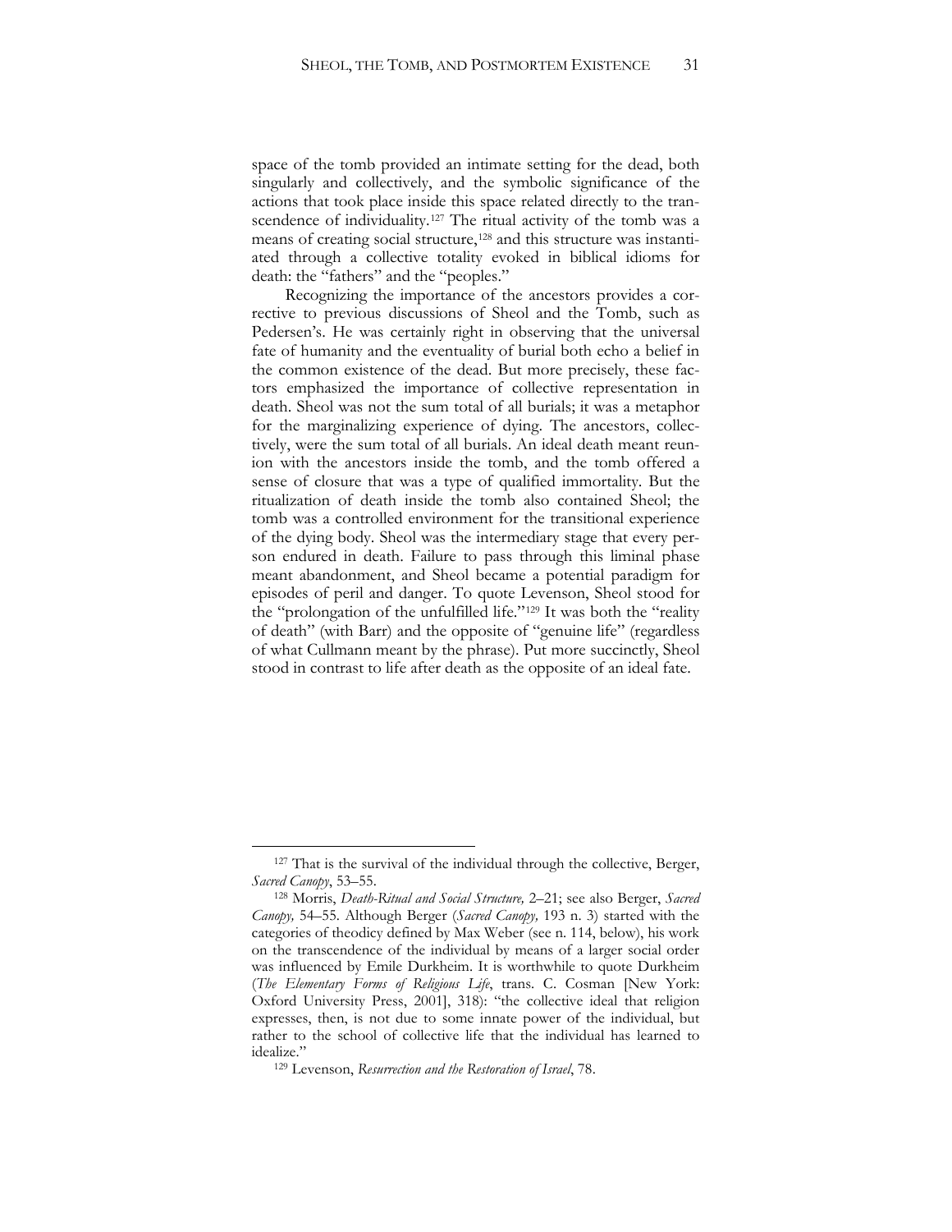space of the tomb provided an intimate setting for the dead, both singularly and collectively, and the symbolic significance of the actions that took place inside this space related directly to the transcendence of individuality.[127] The ritual activity of the tomb was a means of creating social structure,[128] and this structure was instantiated through a collective totality evoked in biblical idioms for death: the "fathers" and the "peoples."

Recognizing the importance of the ancestors provides a corrective to previous discussions of Sheol and the Tomb, such as Pedersen's. He was certainly right in observing that the universal fate of humanity and the eventuality of burial both echo a belief in the common existence of the dead. But more precisely, these factors emphasized the importance of collective representation in death. Sheol was not the sum total of all burials; it was a metaphor for the marginalizing experience of dying. The ancestors, collectively, were the sum total of all burials. An ideal death meant reunion with the ancestors inside the tomb, and the tomb offered a sense of closure that was a type of qualified immortality. But the ritualization of death inside the tomb also contained Sheol; the tomb was a controlled environment for the transitional experience of the dying body. Sheol was the intermediary stage that every person endured in death. Failure to pass through this liminal phase meant abandonment, and Sheol became a potential paradigm for episodes of peril and danger. To quote Levenson, Sheol stood for the "prolongation of the unfulfilled life."[129] It was both the "reality of death" (with Barr) and the opposite of "genuine life" (regardless of what Cullmann meant by the phrase). Put more succinctly, Sheol stood in contrast to life after death as the opposite of an ideal fate.

---

[127] That is the survival of the individual through the collective, Berger, *Sacred Canopy*, 53–55.

[128] Morris, *Death-Ritual and Social Structure,* 2–21; see also Berger, *Sacred Canopy,* 54–55. Although Berger (*Sacred Canopy,* 193 n. 3) started with the categories of theodicy defined by Max Weber (see n. 114, below), his work on the transcendence of the individual by means of a larger social order was influenced by Emile Durkheim. It is worthwhile to quote Durkheim (*The Elementary Forms of Religious Life*, trans. C. Cosman [New York: Oxford University Press, 2001], 318): "the collective ideal that religion expresses, then, is not due to some innate power of the individual, but rather to the school of collective life that the individual has learned to idealize."

[129] Levenson, *Resurrection and the Restoration of Israel*, 78.